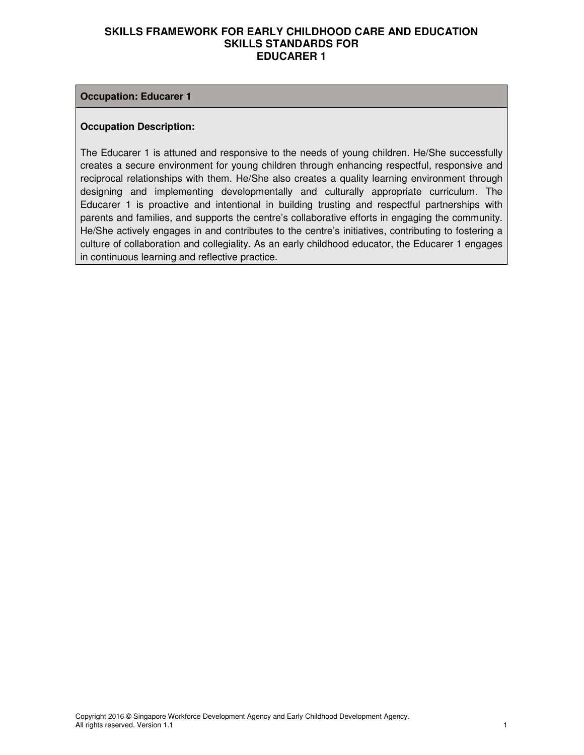# SKILLS FRAMEWORK FOR EARLY CHILDHOOD CARE AND EDUCATION
## SKILLS STANDARDS FOR
## EDUCARER 1

**Occupation: Educarer 1**

**Occupation Description:**

The Educarer 1 is attuned and responsive to the needs of young children. He/She successfully creates a secure environment for young children through enhancing respectful, responsive and reciprocal relationships with them. He/She also creates a quality learning environment through designing and implementing developmentally and culturally appropriate curriculum. The Educarer 1 is proactive and intentional in building trusting and respectful partnerships with parents and families, and supports the centre's collaborative efforts in engaging the community. He/She actively engages in and contributes to the centre's initiatives, contributing to fostering a culture of collaboration and collegiality. As an early childhood educator, the Educarer 1 engages in continuous learning and reflective practice.

Copyright 2016 © Singapore Workforce Development Agency and Early Childhood Development Agency.
All rights reserved. Version 1.1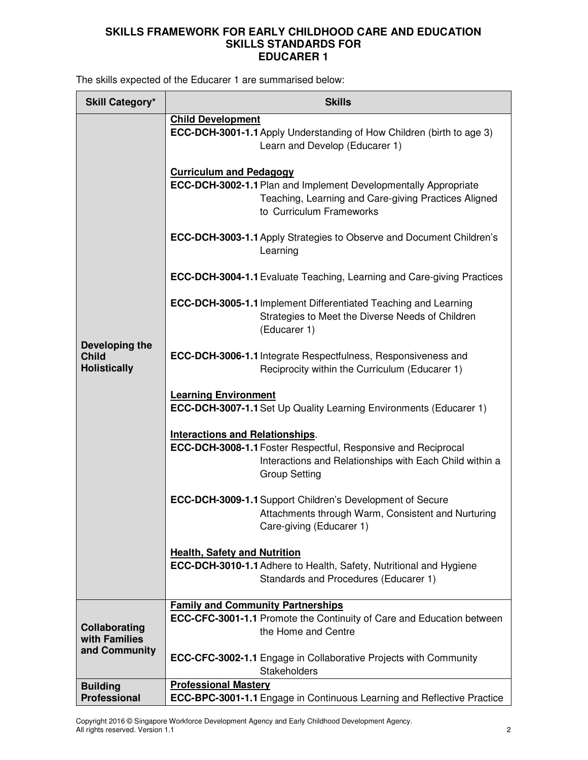# SKILLS FRAMEWORK FOR EARLY CHILDHOOD CARE AND EDUCATION
## SKILLS STANDARDS FOR
## EDUCARER 1

The skills expected of the Educarer 1 are summarised below:

| Skill Category* | Skills |
|---|---|
| **Developing the Child Holistically** | **Child Development**<br>**ECC-DCH-3001-1.1** Apply Understanding of How Children (birth to age 3) Learn and Develop (Educarer 1)<br><br>**Curriculum and Pedagogy**<br>**ECC-DCH-3002-1.1** Plan and Implement Developmentally Appropriate Teaching, Learning and Care-giving Practices Aligned to Curriculum Frameworks<br><br>**ECC-DCH-3003-1.1** Apply Strategies to Observe and Document Children's Learning<br><br>**ECC-DCH-3004-1.1** Evaluate Teaching, Learning and Care-giving Practices<br><br>**ECC-DCH-3005-1.1** Implement Differentiated Teaching and Learning Strategies to Meet the Diverse Needs of Children (Educarer 1)<br><br>**ECC-DCH-3006-1.1** Integrate Respectfulness, Responsiveness and Reciprocity within the Curriculum (Educarer 1)<br><br>**Learning Environment**<br>**ECC-DCH-3007-1.1** Set Up Quality Learning Environments (Educarer 1)<br><br>**Interactions and Relationships**.<br>**ECC-DCH-3008-1.1** Foster Respectful, Responsive and Reciprocal Interactions and Relationships with Each Child within a Group Setting<br><br>**ECC-DCH-3009-1.1** Support Children's Development of Secure Attachments through Warm, Consistent and Nurturing Care-giving (Educarer 1)<br><br>**Health, Safety and Nutrition**<br>**ECC-DCH-3010-1.1** Adhere to Health, Safety, Nutritional and Hygiene Standards and Procedures (Educarer 1) |
| **Collaborating with Families and Community** | **Family and Community Partnerships**<br>**ECC-CFC-3001-1.1** Promote the Continuity of Care and Education between the Home and Centre<br><br>**ECC-CFC-3002-1.1** Engage in Collaborative Projects with Community Stakeholders |
| **Building Professional** | **Professional Mastery**<br>**ECC-BPC-3001-1.1** Engage in Continuous Learning and Reflective Practice |

Copyright 2016 © Singapore Workforce Development Agency and Early Childhood Development Agency. All rights reserved. Version 1.1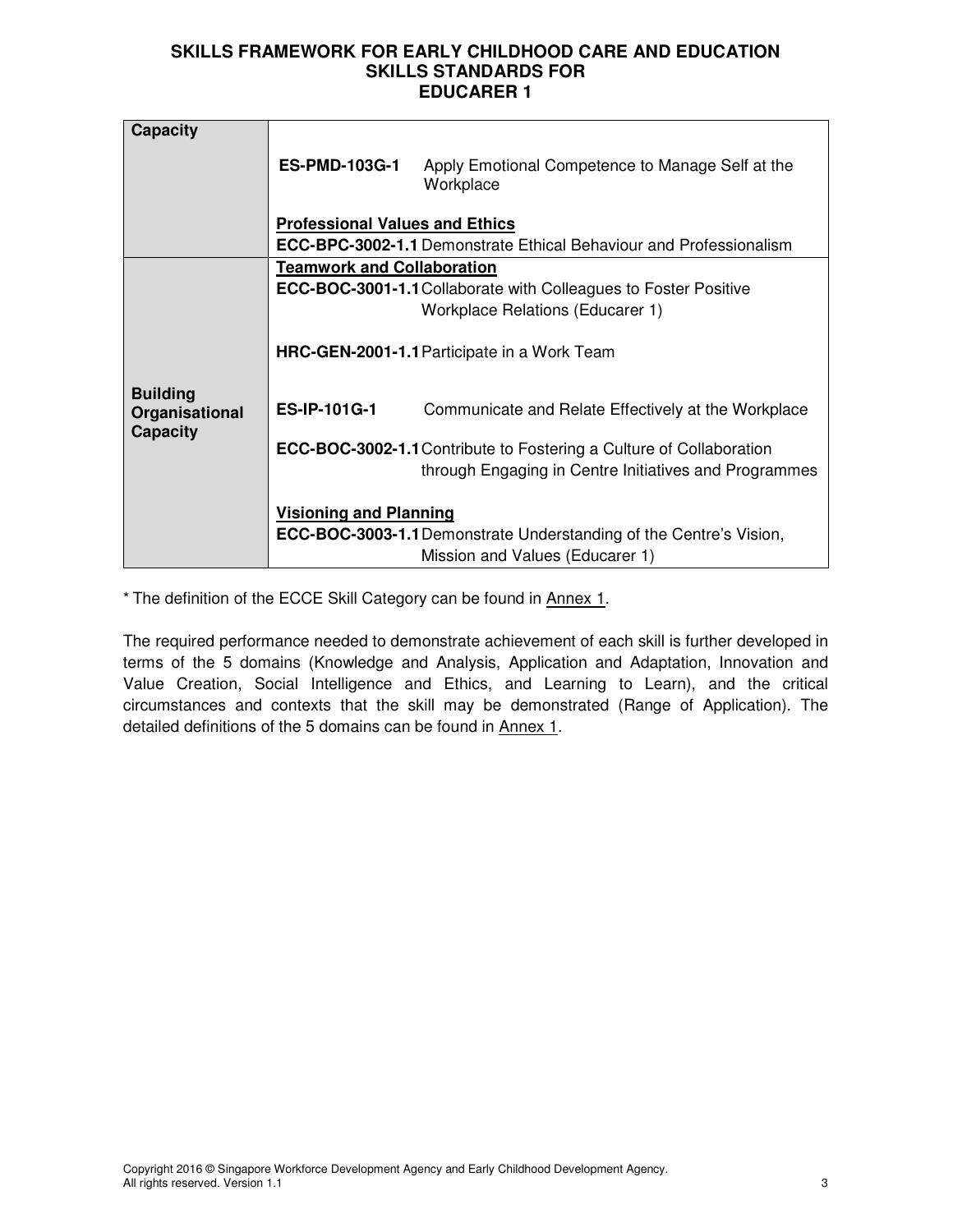| Capacity | **ES-PMD-103G-1** Apply Emotional Competence to Manage Self at the Workplace<br><br>**<u>Professional Values and Ethics</u>**<br>**ECC-BPC-3002-1.1** Demonstrate Ethical Behaviour and Professionalism |
|---|---|
| **Building Organisational Capacity** | **<u>Teamwork and Collaboration</u>**<br>**ECC-BOC-3001-1.1** Collaborate with Colleagues to Foster Positive Workplace Relations (Educarer 1)<br><br>**HRC-GEN-2001-1.1** Participate in a Work Team<br><br>**ES-IP-101G-1** Communicate and Relate Effectively at the Workplace<br><br>**ECC-BOC-3002-1.1** Contribute to Fostering a Culture of Collaboration through Engaging in Centre Initiatives and Programmes<br><br>**<u>Visioning and Planning</u>**<br>**ECC-BOC-3003-1.1** Demonstrate Understanding of the Centre's Vision, Mission and Values (Educarer 1) |

* The definition of the ECCE Skill Category can be found in <u>Annex 1</u>.

The required performance needed to demonstrate achievement of each skill is further developed in terms of the 5 domains (Knowledge and Analysis, Application and Adaptation, Innovation and Value Creation, Social Intelligence and Ethics, and Learning to Learn), and the critical circumstances and contexts that the skill may be demonstrated (Range of Application). The detailed definitions of the 5 domains can be found in <u>Annex 1</u>.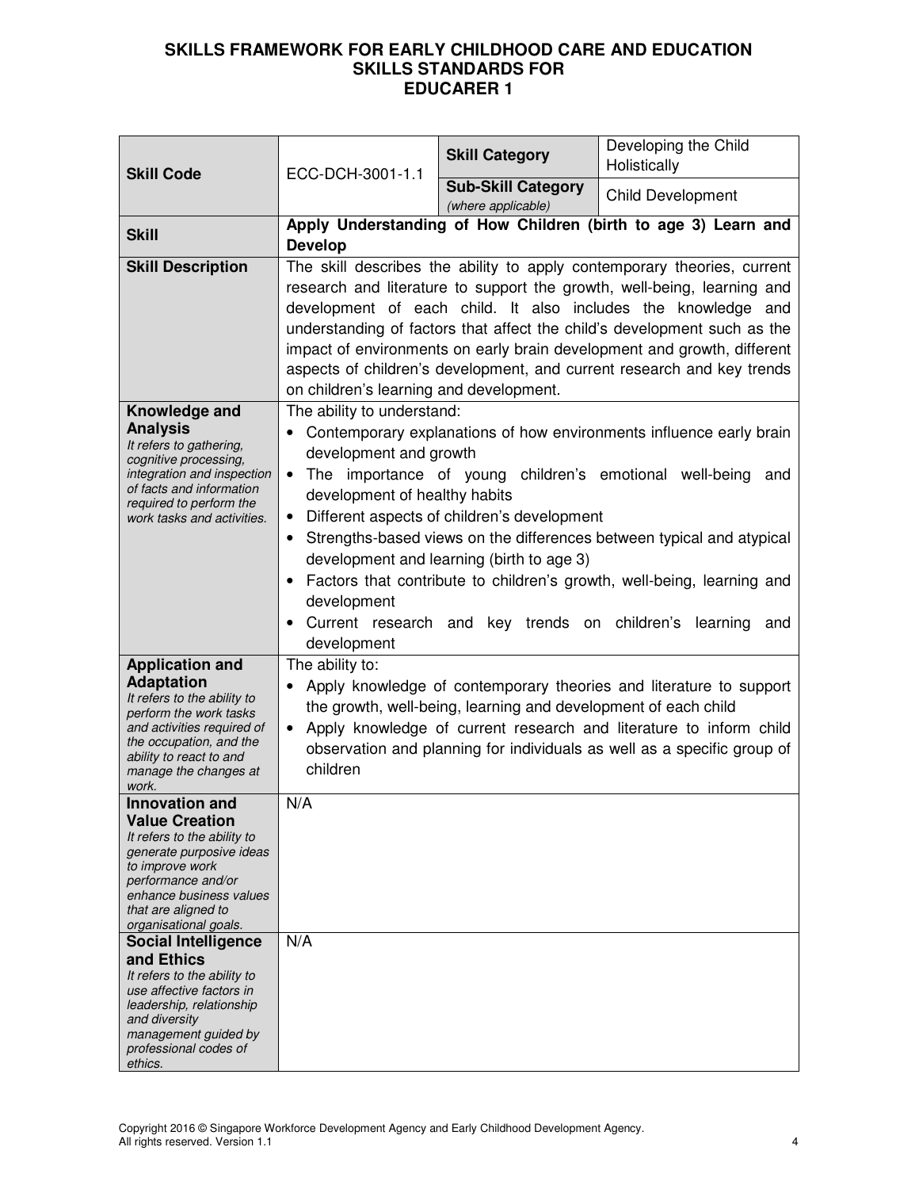# SKILLS FRAMEWORK FOR EARLY CHILDHOOD CARE AND EDUCATION
## SKILLS STANDARDS FOR
## EDUCARER 1

| **Skill Code** | ECC-DCH-3001-1.1 | **Skill Category** | Developing the Child Holistically |
|---|---|---|---|
| | | **Sub-Skill Category** *(where applicable)* | Child Development |
| **Skill** | **Apply Understanding of How Children (birth to age 3) Learn and Develop** | | |
| **Skill Description** | The skill describes the ability to apply contemporary theories, current research and literature to support the growth, well-being, learning and development of each child. It also includes the knowledge and understanding of factors that affect the child's development such as the impact of environments on early brain development and growth, different aspects of children's development, and current research and key trends on children's learning and development. | | |
| **Knowledge and Analysis** *It refers to gathering, cognitive processing, integration and inspection of facts and information required to perform the work tasks and activities.* | The ability to understand: <br>• Contemporary explanations of how environments influence early brain development and growth <br>• The importance of young children's emotional well-being and development of healthy habits <br>• Different aspects of children's development <br>• Strengths-based views on the differences between typical and atypical development and learning (birth to age 3) <br>• Factors that contribute to children's growth, well-being, learning and development <br>• Current research and key trends on children's learning and development | | |
| **Application and Adaptation** *It refers to the ability to perform the work tasks and activities required of the occupation, and the ability to react to and manage the changes at work.* | The ability to: <br>• Apply knowledge of contemporary theories and literature to support the growth, well-being, learning and development of each child <br>• Apply knowledge of current research and literature to inform child observation and planning for individuals as well as a specific group of children | | |
| **Innovation and Value Creation** *It refers to the ability to generate purposive ideas to improve work performance and/or enhance business values that are aligned to organisational goals.* | N/A | | |
| **Social Intelligence and Ethics** *It refers to the ability to use affective factors in leadership, relationship and diversity management guided by professional codes of ethics.* | N/A | | |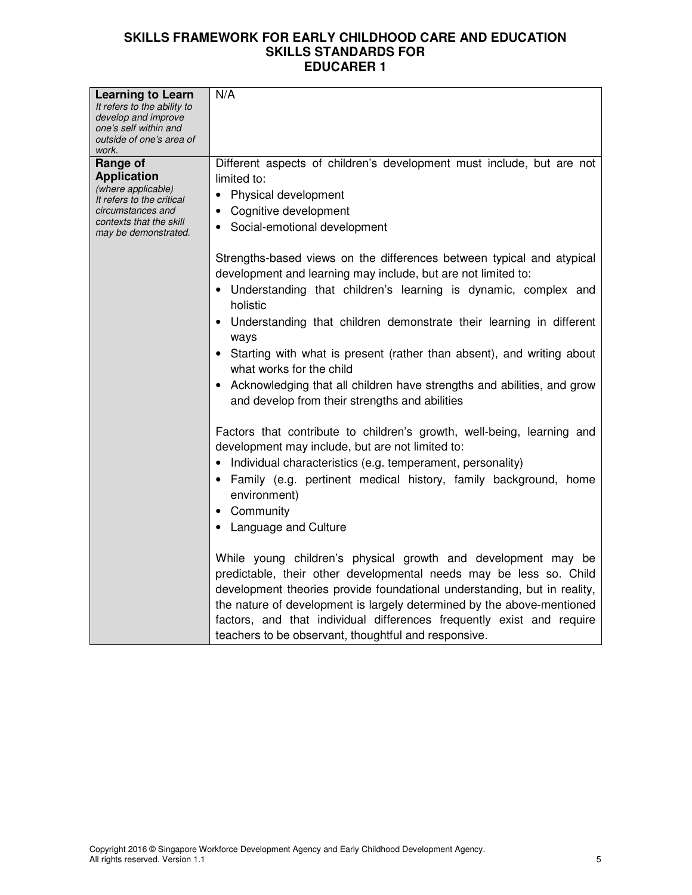**SKILLS FRAMEWORK FOR EARLY CHILDHOOD CARE AND EDUCATION**
**SKILLS STANDARDS FOR**
**EDUCARER 1**

| | |
|---|---|
| **Learning to Learn**<br>*It refers to the ability to develop and improve one's self within and outside of one's area of work.* | N/A |
| **Range of Application**<br>*(where applicable)*<br>*It refers to the critical circumstances and contexts that the skill may be demonstrated.* | Different aspects of children's development must include, but are not limited to:<br>• Physical development<br>• Cognitive development<br>• Social-emotional development<br><br>Strengths-based views on the differences between typical and atypical development and learning may include, but are not limited to:<br>• Understanding that children's learning is dynamic, complex and holistic<br>• Understanding that children demonstrate their learning in different ways<br>• Starting with what is present (rather than absent), and writing about what works for the child<br>• Acknowledging that all children have strengths and abilities, and grow and develop from their strengths and abilities<br><br>Factors that contribute to children's growth, well-being, learning and development may include, but are not limited to:<br>• Individual characteristics (e.g. temperament, personality)<br>• Family (e.g. pertinent medical history, family background, home environment)<br>• Community<br>• Language and Culture<br><br>While young children's physical growth and development may be predictable, their other developmental needs may be less so. Child development theories provide foundational understanding, but in reality, the nature of development is largely determined by the above-mentioned factors, and that individual differences frequently exist and require teachers to be observant, thoughtful and responsive. |

Copyright 2016 © Singapore Workforce Development Agency and Early Childhood Development Agency. All rights reserved. Version 1.1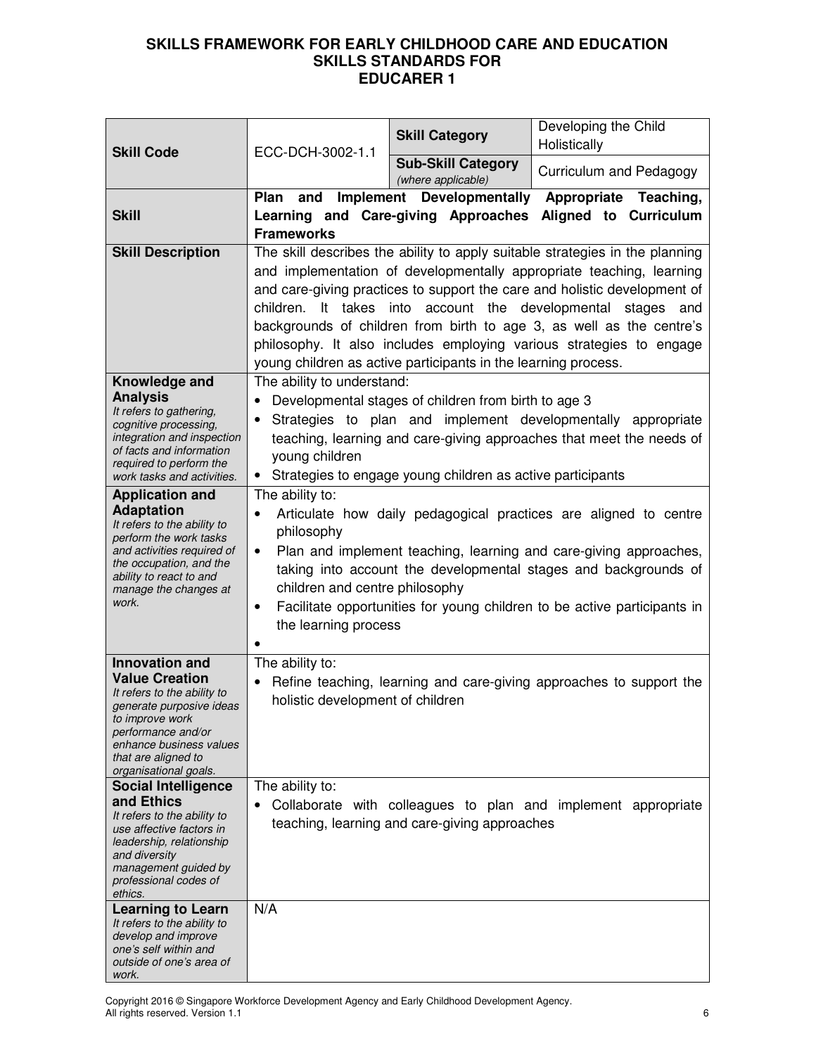**SKILLS FRAMEWORK FOR EARLY CHILDHOOD CARE AND EDUCATION**
**SKILLS STANDARDS FOR**
**EDUCARER 1**

| **Skill Code** | ECC-DCH-3002-1.1 | **Skill Category** | Developing the Child Holistically |
|---|---|---|---|
| | | **Sub-Skill Category** *(where applicable)* | Curriculum and Pedagogy |
| **Skill** | **Plan and Implement Developmentally Appropriate Teaching, Learning and Care-giving Approaches Aligned to Curriculum Frameworks** | | |
| **Skill Description** | The skill describes the ability to apply suitable strategies in the planning and implementation of developmentally appropriate teaching, learning and care-giving practices to support the care and holistic development of children. It takes into account the developmental stages and backgrounds of children from birth to age 3, as well as the centre's philosophy. It also includes employing various strategies to engage young children as active participants in the learning process. | | |
| **Knowledge and Analysis** *It refers to gathering, cognitive processing, integration and inspection of facts and information required to perform the work tasks and activities.* | The ability to understand: <br>• Developmental stages of children from birth to age 3 <br>• Strategies to plan and implement developmentally appropriate teaching, learning and care-giving approaches that meet the needs of young children <br>• Strategies to engage young children as active participants | | |
| **Application and Adaptation** *It refers to the ability to perform the work tasks and activities required of the occupation, and the ability to react to and manage the changes at work.* | The ability to: <br>• Articulate how daily pedagogical practices are aligned to centre philosophy <br>• Plan and implement teaching, learning and care-giving approaches, taking into account the developmental stages and backgrounds of children and centre philosophy <br>• Facilitate opportunities for young children to be active participants in the learning process <br>• | | |
| **Innovation and Value Creation** *It refers to the ability to generate purposive ideas to improve work performance and/or enhance business values that are aligned to organisational goals.* | The ability to: <br>• Refine teaching, learning and care-giving approaches to support the holistic development of children | | |
| **Social Intelligence and Ethics** *It refers to the ability to use affective factors in leadership, relationship and diversity management guided by professional codes of ethics.* | The ability to: <br>• Collaborate with colleagues to plan and implement appropriate teaching, learning and care-giving approaches | | |
| **Learning to Learn** *It refers to the ability to develop and improve one's self within and outside of one's area of work.* | N/A | | |

Copyright 2016 © Singapore Workforce Development Agency and Early Childhood Development Agency. All rights reserved. Version 1.1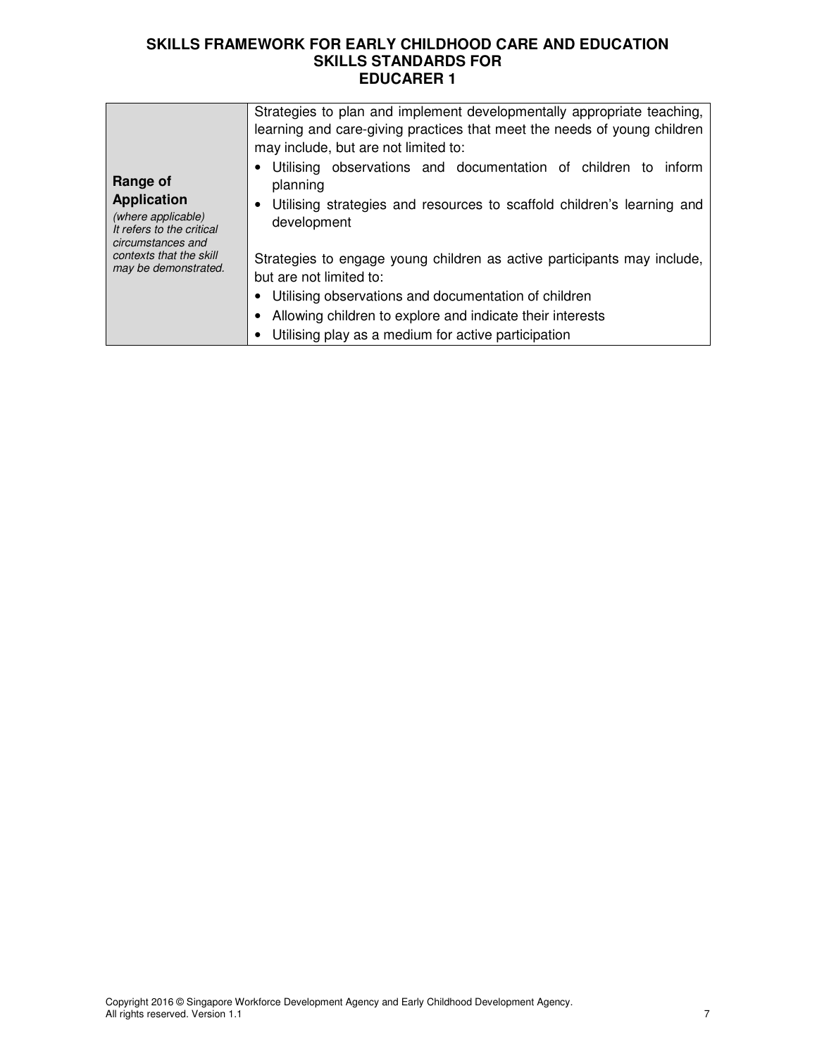| **Range of Application** *(where applicable) It refers to the critical circumstances and contexts that the skill may be demonstrated.* | Strategies to plan and implement developmentally appropriate teaching, learning and care-giving practices that meet the needs of young children may include, but are not limited to:<br>• Utilising observations and documentation of children to inform planning<br>• Utilising strategies and resources to scaffold children's learning and development<br><br>Strategies to engage young children as active participants may include, but are not limited to:<br>• Utilising observations and documentation of children<br>• Allowing children to explore and indicate their interests<br>• Utilising play as a medium for active participation |
|---|---|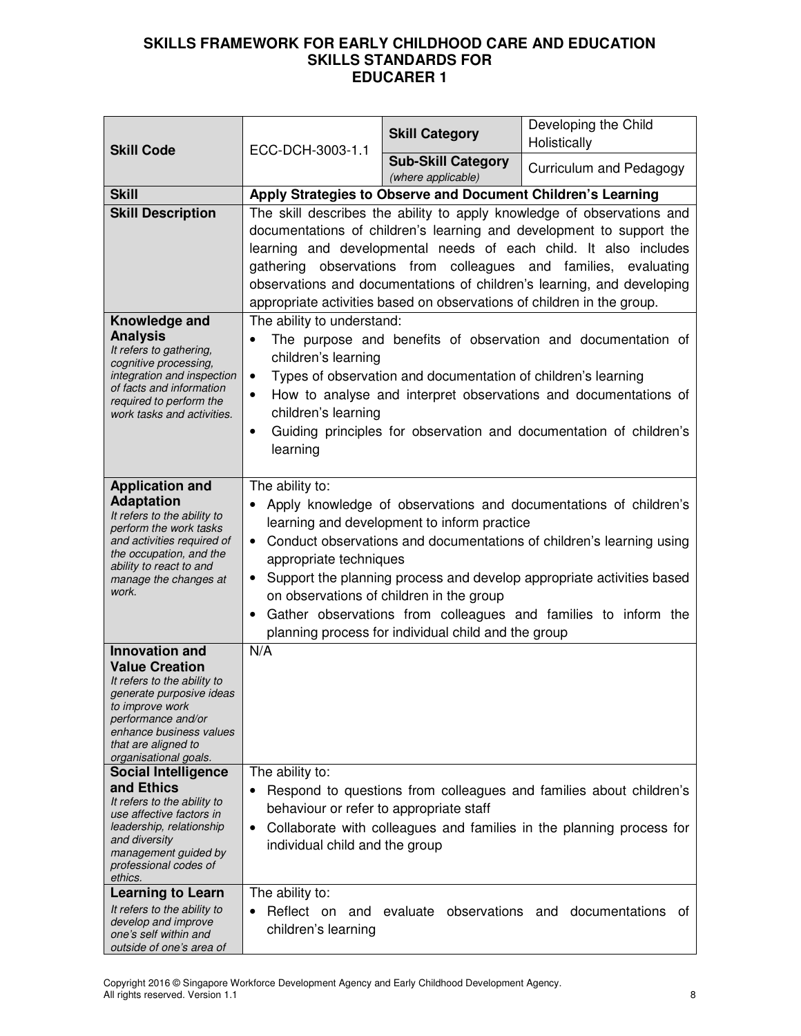# SKILLS FRAMEWORK FOR EARLY CHILDHOOD CARE AND EDUCATION
## SKILLS STANDARDS FOR
## EDUCARER 1

| **Skill Code** | ECC-DCH-3003-1.1 | **Skill Category** | Developing the Child Holistically |
|---|---|---|---|
| | | **Sub-Skill Category** *(where applicable)* | Curriculum and Pedagogy |
| **Skill** | **Apply Strategies to Observe and Document Children's Learning** | | |
| **Skill Description** | The skill describes the ability to apply knowledge of observations and documentations of children's learning and development to support the learning and developmental needs of each child. It also includes gathering observations from colleagues and families, evaluating observations and documentations of children's learning, and developing appropriate activities based on observations of children in the group. | | |
| **Knowledge and Analysis** *It refers to gathering, cognitive processing, integration and inspection of facts and information required to perform the work tasks and activities.* | The ability to understand: <br>• The purpose and benefits of observation and documentation of children's learning <br>• Types of observation and documentation of children's learning <br>• How to analyse and interpret observations and documentations of children's learning <br>• Guiding principles for observation and documentation of children's learning | | |
| **Application and Adaptation** *It refers to the ability to perform the work tasks and activities required of the occupation, and the ability to react to and manage the changes at work.* | The ability to: <br>• Apply knowledge of observations and documentations of children's learning and development to inform practice <br>• Conduct observations and documentations of children's learning using appropriate techniques <br>• Support the planning process and develop appropriate activities based on observations of children in the group <br>• Gather observations from colleagues and families to inform the planning process for individual child and the group | | |
| **Innovation and Value Creation** *It refers to the ability to generate purposive ideas to improve work performance and/or enhance business values that are aligned to organisational goals.* | N/A | | |
| **Social Intelligence and Ethics** *It refers to the ability to use affective factors in leadership, relationship and diversity management guided by professional codes of ethics.* | The ability to: <br>• Respond to questions from colleagues and families about children's behaviour or refer to appropriate staff <br>• Collaborate with colleagues and families in the planning process for individual child and the group | | |
| **Learning to Learn** *It refers to the ability to develop and improve one's self within and outside of one's area of* | The ability to: <br>• Reflect on and evaluate observations and documentations of children's learning | | |

Copyright 2016 © Singapore Workforce Development Agency and Early Childhood Development Agency. All rights reserved. Version 1.1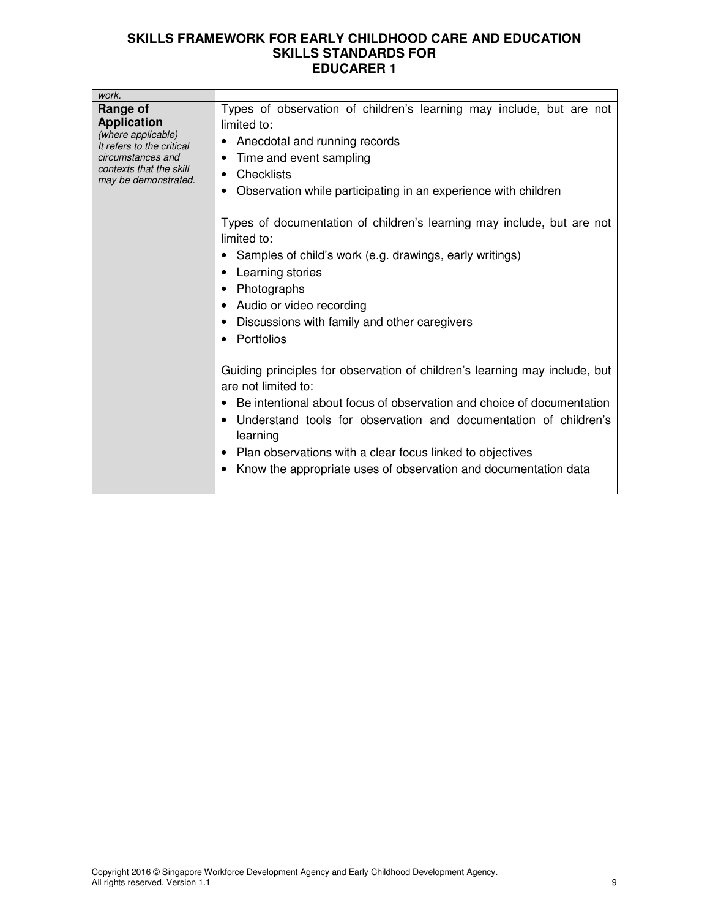| | |
|---|---|
| *work.* | |
| **Range of Application**<br>*(where applicable)*<br>*It refers to the critical circumstances and contexts that the skill may be demonstrated.* | Types of observation of children's learning may include, but are not limited to:<br>• Anecdotal and running records<br>• Time and event sampling<br>• Checklists<br>• Observation while participating in an experience with children<br><br>Types of documentation of children's learning may include, but are not limited to:<br>• Samples of child's work (e.g. drawings, early writings)<br>• Learning stories<br>• Photographs<br>• Audio or video recording<br>• Discussions with family and other caregivers<br>• Portfolios<br><br>Guiding principles for observation of children's learning may include, but are not limited to:<br>• Be intentional about focus of observation and choice of documentation<br>• Understand tools for observation and documentation of children's learning<br>• Plan observations with a clear focus linked to objectives<br>• Know the appropriate uses of observation and documentation data |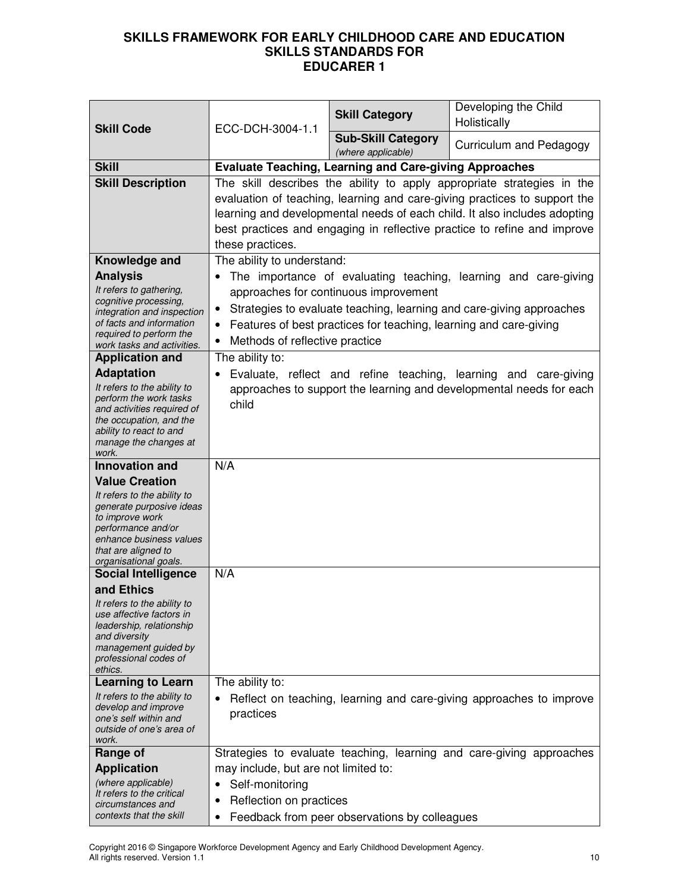# SKILLS FRAMEWORK FOR EARLY CHILDHOOD CARE AND EDUCATION SKILLS STANDARDS FOR EDUCARER 1

| **Skill Code** | ECC-DCH-3004-1.1 | **Skill Category** | Developing the Child Holistically |
|---|---|---|---|
| | | **Sub-Skill Category** *(where applicable)* | Curriculum and Pedagogy |
| **Skill** | **Evaluate Teaching, Learning and Care-giving Approaches** | | |
| **Skill Description** | The skill describes the ability to apply appropriate strategies in the evaluation of teaching, learning and care-giving practices to support the learning and developmental needs of each child. It also includes adopting best practices and engaging in reflective practice to refine and improve these practices. | | |
| **Knowledge and Analysis** *It refers to gathering, cognitive processing, integration and inspection of facts and information required to perform the work tasks and activities.* | The ability to understand: <br>• The importance of evaluating teaching, learning and care-giving approaches for continuous improvement <br>• Strategies to evaluate teaching, learning and care-giving approaches <br>• Features of best practices for teaching, learning and care-giving <br>• Methods of reflective practice | | |
| **Application and Adaptation** *It refers to the ability to perform the work tasks and activities required of the occupation, and the ability to react to and manage the changes at work.* | The ability to: <br>• Evaluate, reflect and refine teaching, learning and care-giving approaches to support the learning and developmental needs for each child | | |
| **Innovation and Value Creation** *It refers to the ability to generate purposive ideas to improve work performance and/or enhance business values that are aligned to organisational goals.* | N/A | | |
| **Social Intelligence and Ethics** *It refers to the ability to use affective factors in leadership, relationship and diversity management guided by professional codes of ethics.* | N/A | | |
| **Learning to Learn** *It refers to the ability to develop and improve one's self within and outside of one's area of work.* | The ability to: <br>• Reflect on teaching, learning and care-giving approaches to improve practices | | |
| **Range of Application** *(where applicable) It refers to the critical circumstances and contexts that the skill* | Strategies to evaluate teaching, learning and care-giving approaches may include, but are not limited to: <br>• Self-monitoring <br>• Reflection on practices <br>• Feedback from peer observations by colleagues | | |

Copyright 2016 © Singapore Workforce Development Agency and Early Childhood Development Agency. All rights reserved. Version 1.1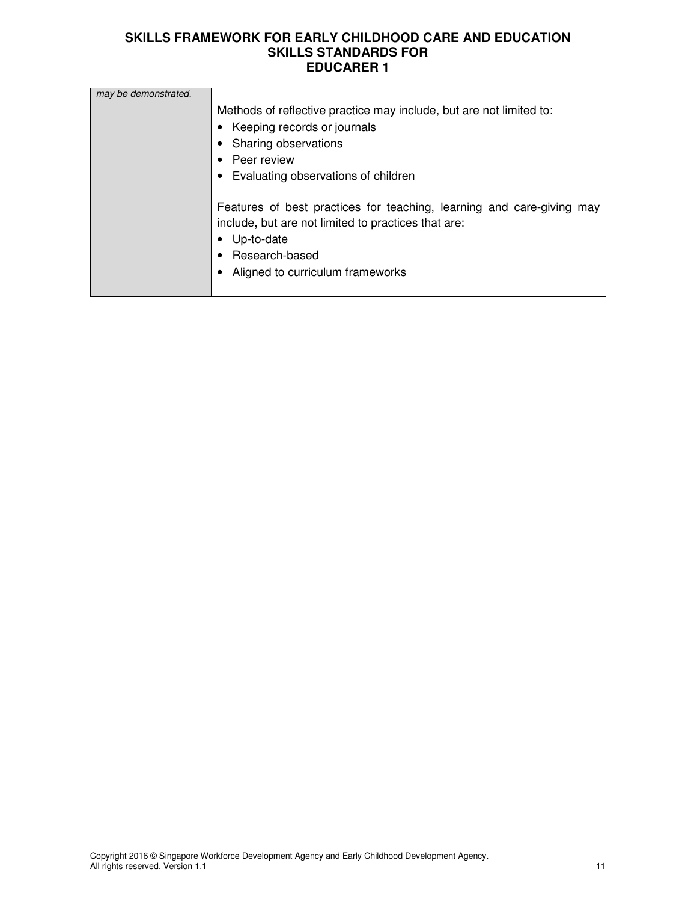| | |
|---|---|
| *may be demonstrated.* | Methods of reflective practice may include, but are not limited to:<br>• Keeping records or journals<br>• Sharing observations<br>• Peer review<br>• Evaluating observations of children<br><br>Features of best practices for teaching, learning and care-giving may include, but are not limited to practices that are:<br>• Up-to-date<br>• Research-based<br>• Aligned to curriculum frameworks |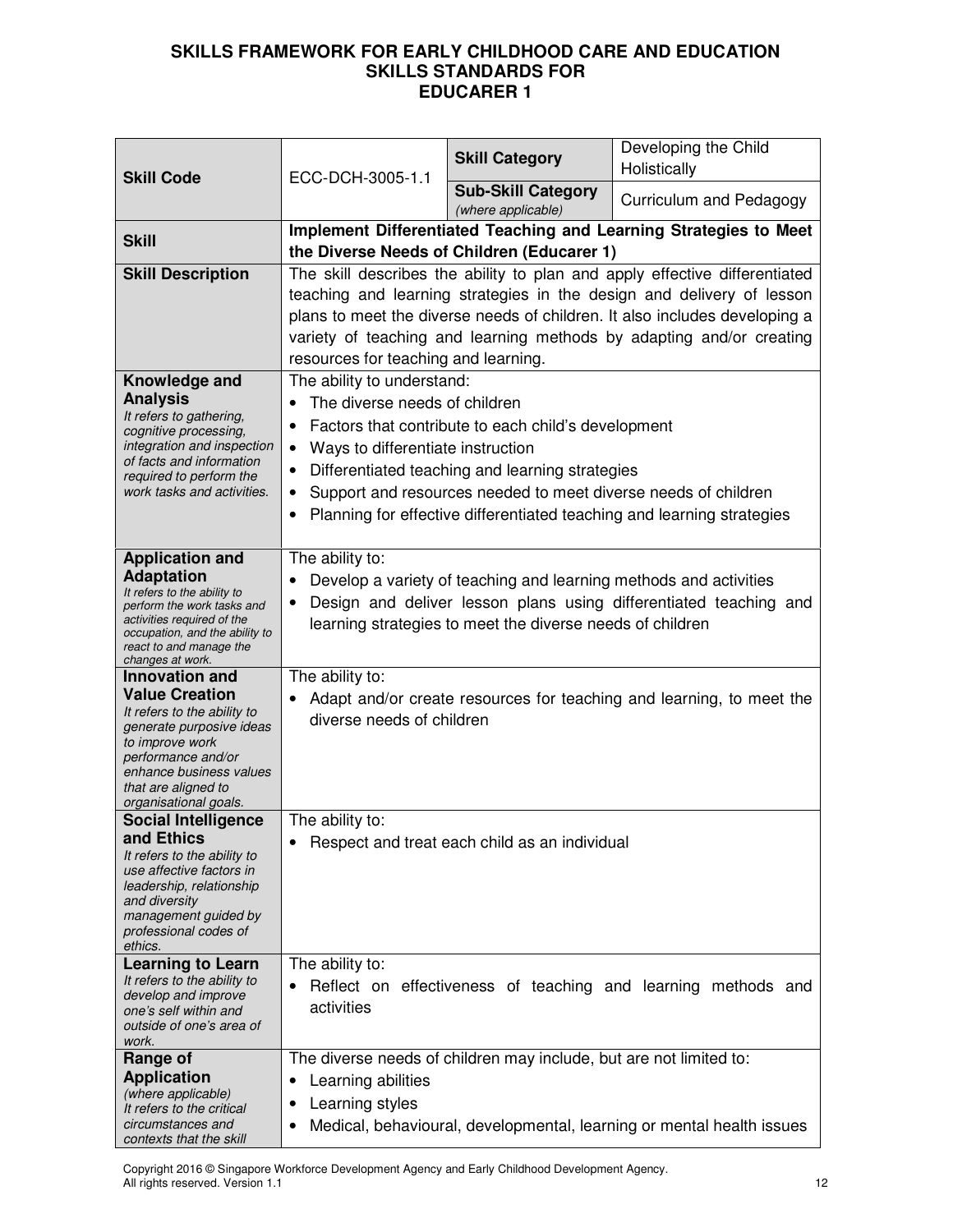**SKILLS FRAMEWORK FOR EARLY CHILDHOOD CARE AND EDUCATION**
**SKILLS STANDARDS FOR**
**EDUCARER 1**

| | | | |
|---|---|---|---|
| **Skill Code** | ECC-DCH-3005-1.1 | **Skill Category** | Developing the Child Holistically |
| | | **Sub-Skill Category** *(where applicable)* | Curriculum and Pedagogy |
| **Skill** | **Implement Differentiated Teaching and Learning Strategies to Meet the Diverse Needs of Children (Educarer 1)** | | |
| **Skill Description** | The skill describes the ability to plan and apply effective differentiated teaching and learning strategies in the design and delivery of lesson plans to meet the diverse needs of children. It also includes developing a variety of teaching and learning methods by adapting and/or creating resources for teaching and learning. | | |
| **Knowledge and Analysis** *It refers to gathering, cognitive processing, integration and inspection of facts and information required to perform the work tasks and activities.* | The ability to understand:<br>• The diverse needs of children<br>• Factors that contribute to each child's development<br>• Ways to differentiate instruction<br>• Differentiated teaching and learning strategies<br>• Support and resources needed to meet diverse needs of children<br>• Planning for effective differentiated teaching and learning strategies | | |
| **Application and Adaptation** *It refers to the ability to perform the work tasks and activities required of the occupation, and the ability to react to and manage the changes at work.* | The ability to:<br>• Develop a variety of teaching and learning methods and activities<br>• Design and deliver lesson plans using differentiated teaching and learning strategies to meet the diverse needs of children | | |
| **Innovation and Value Creation** *It refers to the ability to generate purposive ideas to improve work performance and/or enhance business values that are aligned to organisational goals.* | The ability to:<br>• Adapt and/or create resources for teaching and learning, to meet the diverse needs of children | | |
| **Social Intelligence and Ethics** *It refers to the ability to use affective factors in leadership, relationship and diversity management guided by professional codes of ethics.* | The ability to:<br>• Respect and treat each child as an individual | | |
| **Learning to Learn** *It refers to the ability to develop and improve one's self within and outside of one's area of work.* | The ability to:<br>• Reflect on effectiveness of teaching and learning methods and activities | | |
| **Range of Application** *(where applicable)* *It refers to the critical circumstances and contexts that the skill* | The diverse needs of children may include, but are not limited to:<br>• Learning abilities<br>• Learning styles<br>• Medical, behavioural, developmental, learning or mental health issues | | |

Copyright 2016 © Singapore Workforce Development Agency and Early Childhood Development Agency. All rights reserved. Version 1.1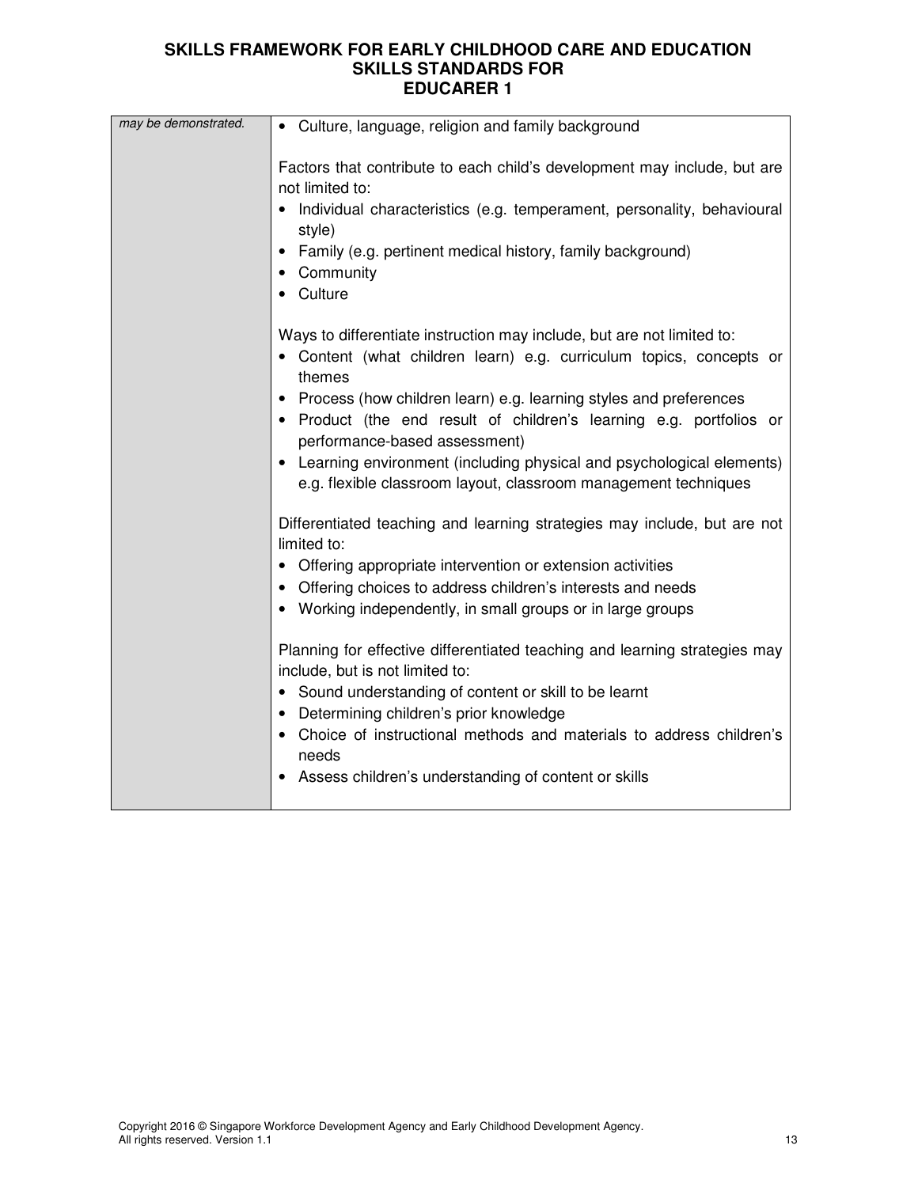| | |
|---|---|
| *may be demonstrated.* | • Culture, language, religion and family background<br><br>Factors that contribute to each child's development may include, but are not limited to:<br>• Individual characteristics (e.g. temperament, personality, behavioural style)<br>• Family (e.g. pertinent medical history, family background)<br>• Community<br>• Culture<br><br>Ways to differentiate instruction may include, but are not limited to:<br>• Content (what children learn) e.g. curriculum topics, concepts or themes<br>• Process (how children learn) e.g. learning styles and preferences<br>• Product (the end result of children's learning e.g. portfolios or performance-based assessment)<br>• Learning environment (including physical and psychological elements) e.g. flexible classroom layout, classroom management techniques<br><br>Differentiated teaching and learning strategies may include, but are not limited to:<br>• Offering appropriate intervention or extension activities<br>• Offering choices to address children's interests and needs<br>• Working independently, in small groups or in large groups<br><br>Planning for effective differentiated teaching and learning strategies may include, but is not limited to:<br>• Sound understanding of content or skill to be learnt<br>• Determining children's prior knowledge<br>• Choice of instructional methods and materials to address children's needs<br>• Assess children's understanding of content or skills |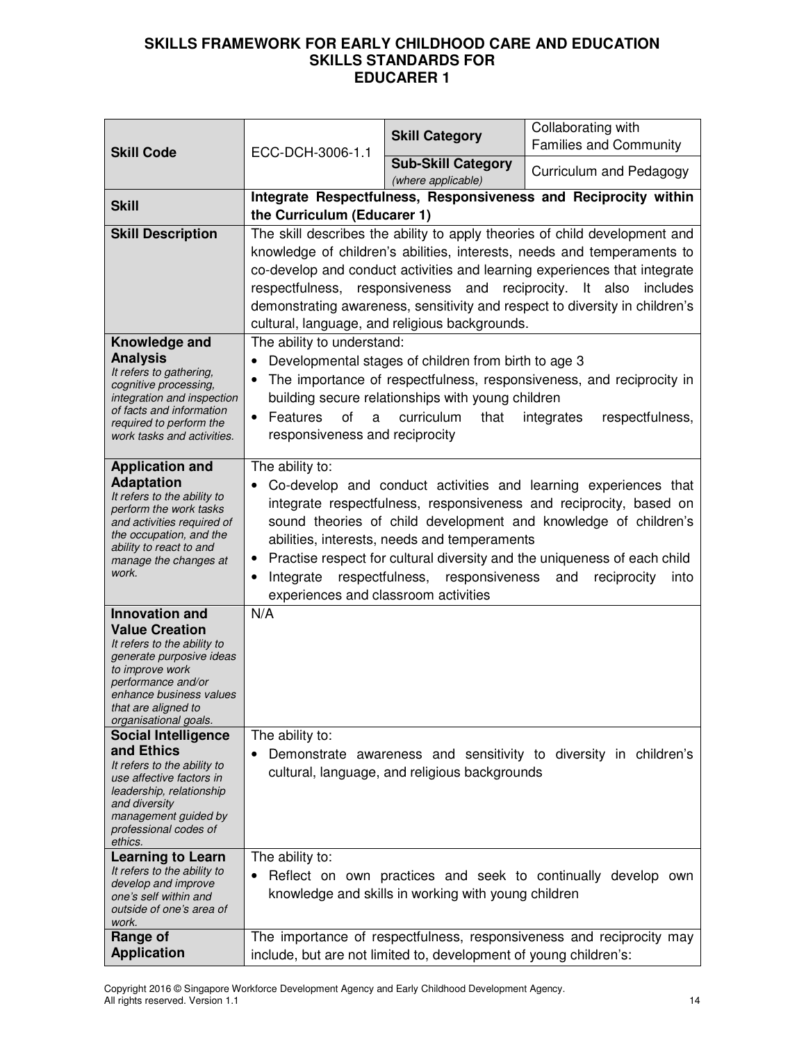# SKILLS FRAMEWORK FOR EARLY CHILDHOOD CARE AND EDUCATION
## SKILLS STANDARDS FOR
## EDUCARER 1

| **Skill Code** | ECC-DCH-3006-1.1 | **Skill Category** | Collaborating with Families and Community |
|---|---|---|---|
| | | **Sub-Skill Category** *(where applicable)* | Curriculum and Pedagogy |
| **Skill** | **Integrate Respectfulness, Responsiveness and Reciprocity within the Curriculum (Educarer 1)** | | |
| **Skill Description** | The skill describes the ability to apply theories of child development and knowledge of children's abilities, interests, needs and temperaments to co-develop and conduct activities and learning experiences that integrate respectfulness, responsiveness and reciprocity. It also includes demonstrating awareness, sensitivity and respect to diversity in children's cultural, language, and religious backgrounds. | | |
| **Knowledge and Analysis** *It refers to gathering, cognitive processing, integration and inspection of facts and information required to perform the work tasks and activities.* | The ability to understand: <br>• Developmental stages of children from birth to age 3 <br>• The importance of respectfulness, responsiveness, and reciprocity in building secure relationships with young children <br>• Features of a curriculum that integrates respectfulness, responsiveness and reciprocity | | |
| **Application and Adaptation** *It refers to the ability to perform the work tasks and activities required of the occupation, and the ability to react to and manage the changes at work.* | The ability to: <br>• Co-develop and conduct activities and learning experiences that integrate respectfulness, responsiveness and reciprocity, based on sound theories of child development and knowledge of children's abilities, interests, needs and temperaments <br>• Practise respect for cultural diversity and the uniqueness of each child <br>• Integrate respectfulness, responsiveness and reciprocity into experiences and classroom activities | | |
| **Innovation and Value Creation** *It refers to the ability to generate purposive ideas to improve work performance and/or enhance business values that are aligned to organisational goals.* | N/A | | |
| **Social Intelligence and Ethics** *It refers to the ability to use affective factors in leadership, relationship and diversity management guided by professional codes of ethics.* | The ability to: <br>• Demonstrate awareness and sensitivity to diversity in children's cultural, language, and religious backgrounds | | |
| **Learning to Learn** *It refers to the ability to develop and improve one's self within and outside of one's area of work.* | The ability to: <br>• Reflect on own practices and seek to continually develop own knowledge and skills in working with young children | | |
| **Range of Application** | The importance of respectfulness, responsiveness and reciprocity may include, but are not limited to, development of young children's: | | |

Copyright 2016 © Singapore Workforce Development Agency and Early Childhood Development Agency. All rights reserved. Version 1.1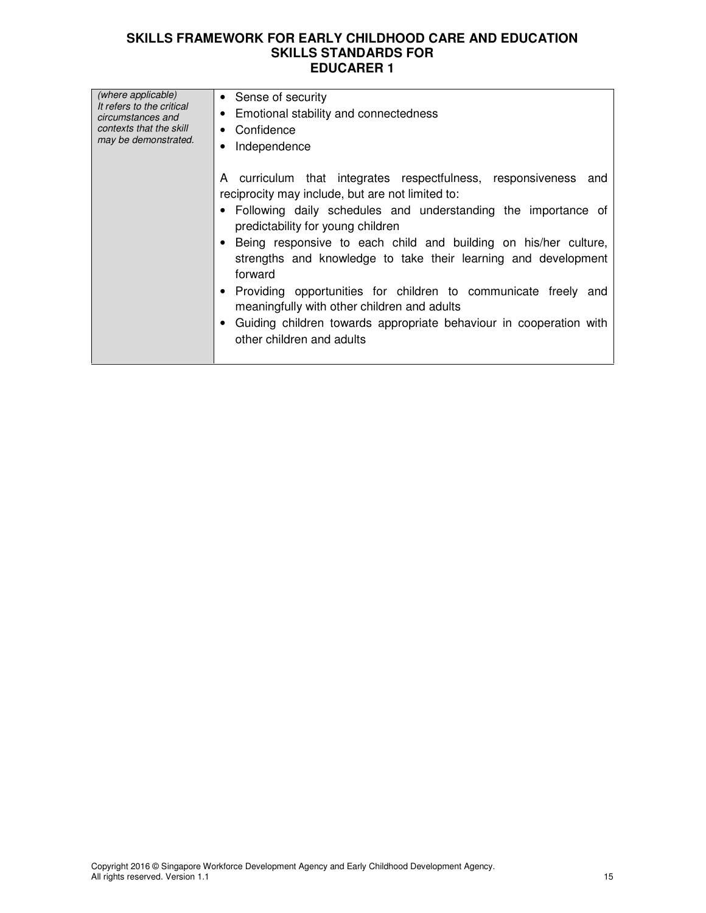| | |
|---|---|
| *(where applicable)* *It refers to the critical circumstances and contexts that the skill may be demonstrated.* | • Sense of security<br>• Emotional stability and connectedness<br>• Confidence<br>• Independence<br><br>A curriculum that integrates respectfulness, responsiveness and reciprocity may include, but are not limited to:<br>• Following daily schedules and understanding the importance of predictability for young children<br>• Being responsive to each child and building on his/her culture, strengths and knowledge to take their learning and development forward<br>• Providing opportunities for children to communicate freely and meaningfully with other children and adults<br>• Guiding children towards appropriate behaviour in cooperation with other children and adults |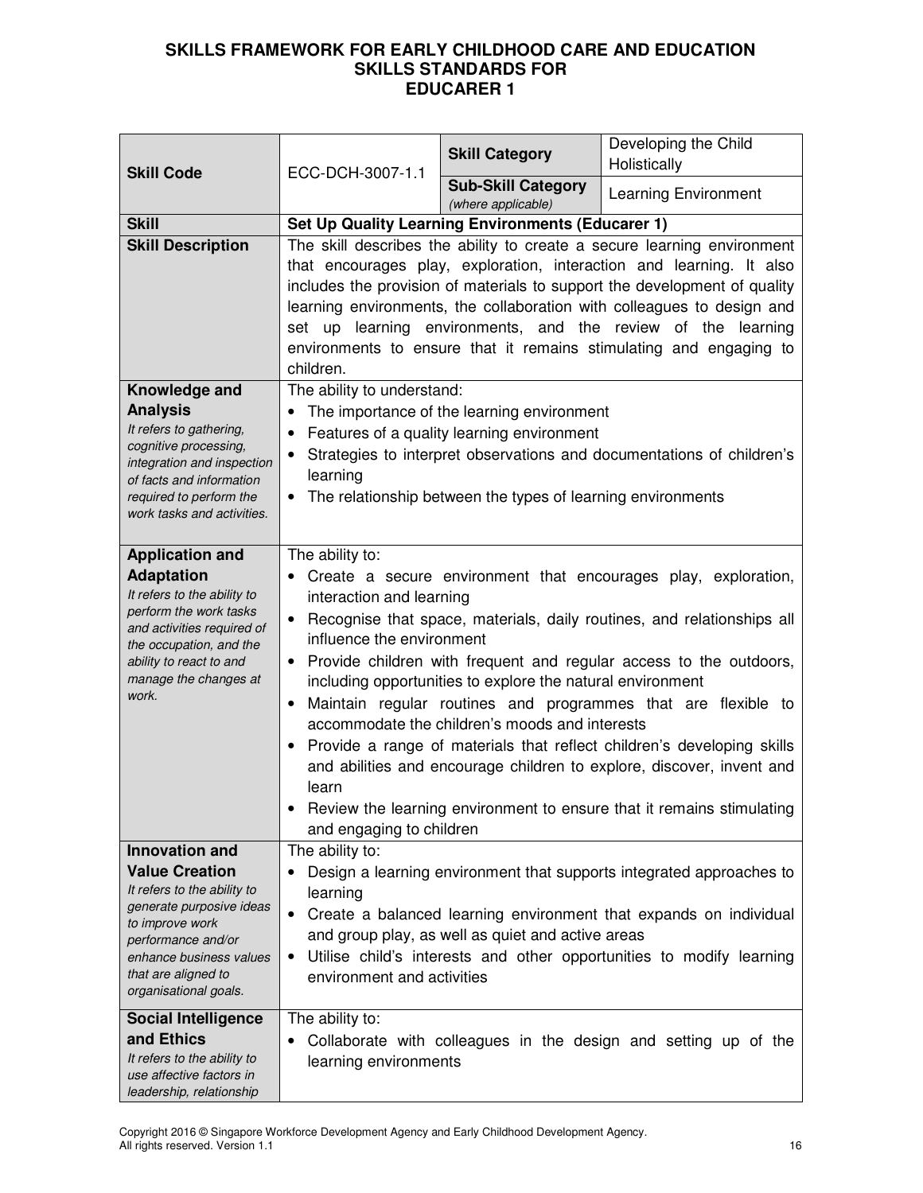# SKILLS FRAMEWORK FOR EARLY CHILDHOOD CARE AND EDUCATION
## SKILLS STANDARDS FOR
## EDUCARER 1

| | | | |
|---|---|---|---|
| **Skill Code** | ECC-DCH-3007-1.1 | **Skill Category** | Developing the Child Holistically |
| | | **Sub-Skill Category** *(where applicable)* | Learning Environment |
| **Skill** | **Set Up Quality Learning Environments (Educarer 1)** | | |
| **Skill Description** | The skill describes the ability to create a secure learning environment that encourages play, exploration, interaction and learning. It also includes the provision of materials to support the development of quality learning environments, the collaboration with colleagues to design and set up learning environments, and the review of the learning environments to ensure that it remains stimulating and engaging to children. | | |
| **Knowledge and Analysis** *It refers to gathering, cognitive processing, integration and inspection of facts and information required to perform the work tasks and activities.* | The ability to understand:<br>• The importance of the learning environment<br>• Features of a quality learning environment<br>• Strategies to interpret observations and documentations of children's learning<br>• The relationship between the types of learning environments | | |
| **Application and Adaptation** *It refers to the ability to perform the work tasks and activities required of the occupation, and the ability to react to and manage the changes at work.* | The ability to:<br>• Create a secure environment that encourages play, exploration, interaction and learning<br>• Recognise that space, materials, daily routines, and relationships all influence the environment<br>• Provide children with frequent and regular access to the outdoors, including opportunities to explore the natural environment<br>• Maintain regular routines and programmes that are flexible to accommodate the children's moods and interests<br>• Provide a range of materials that reflect children's developing skills and abilities and encourage children to explore, discover, invent and learn<br>• Review the learning environment to ensure that it remains stimulating and engaging to children | | |
| **Innovation and Value Creation** *It refers to the ability to generate purposive ideas to improve work performance and/or enhance business values that are aligned to organisational goals.* | The ability to:<br>• Design a learning environment that supports integrated approaches to learning<br>• Create a balanced learning environment that expands on individual and group play, as well as quiet and active areas<br>• Utilise child's interests and other opportunities to modify learning environment and activities | | |
| **Social Intelligence and Ethics** *It refers to the ability to use affective factors in leadership, relationship* | The ability to:<br>• Collaborate with colleagues in the design and setting up of the learning environments | | |

Copyright 2016 © Singapore Workforce Development Agency and Early Childhood Development Agency. All rights reserved. Version 1.1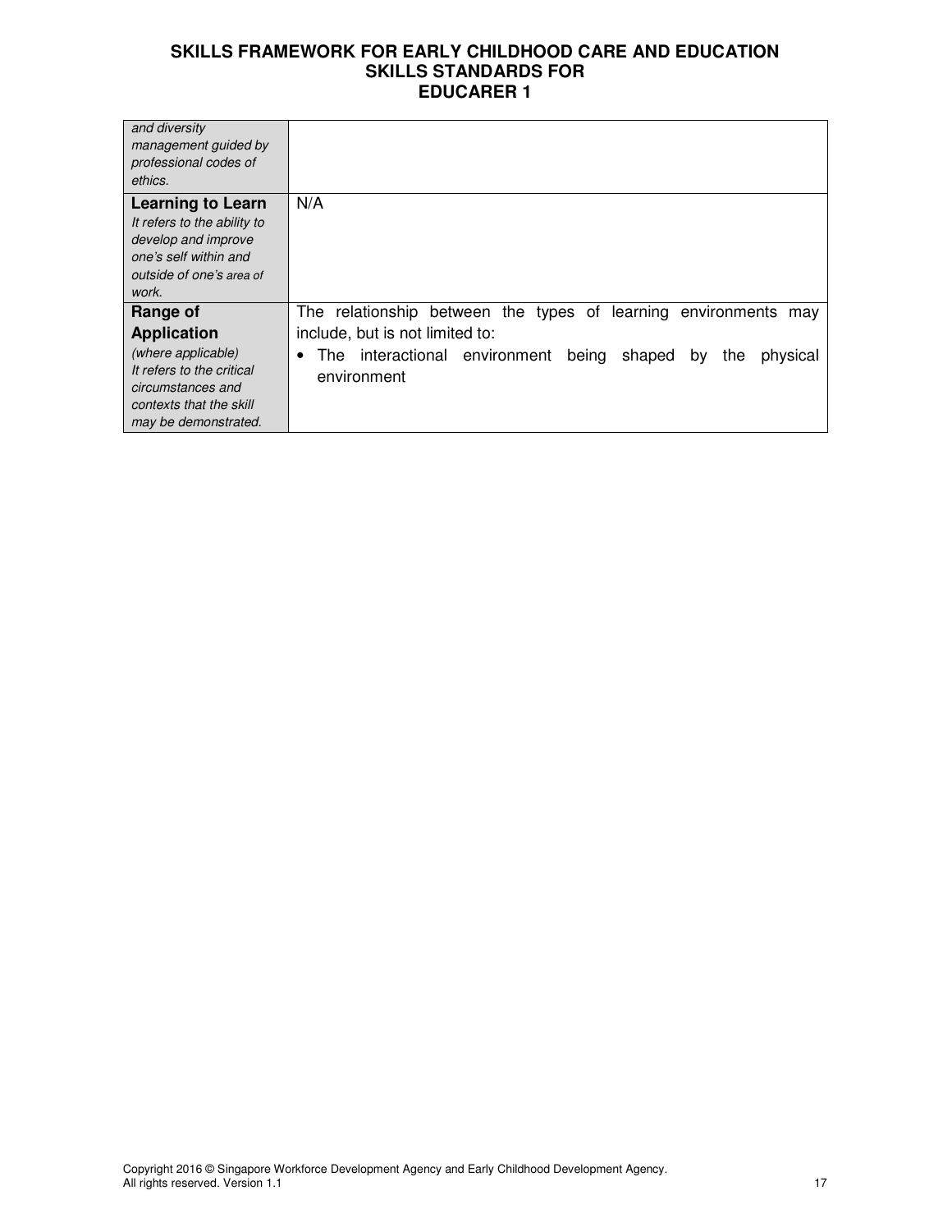| | |
|---|---|
| *and diversity management guided by professional codes of ethics.* | |
| **Learning to Learn**<br>*It refers to the ability to develop and improve one's self within and outside of one's area of work.* | N/A |
| **Range of Application**<br>*(where applicable)*<br>*It refers to the critical circumstances and contexts that the skill may be demonstrated.* | The relationship between the types of learning environments may include, but is not limited to:<br>• The interactional environment being shaped by the physical environment |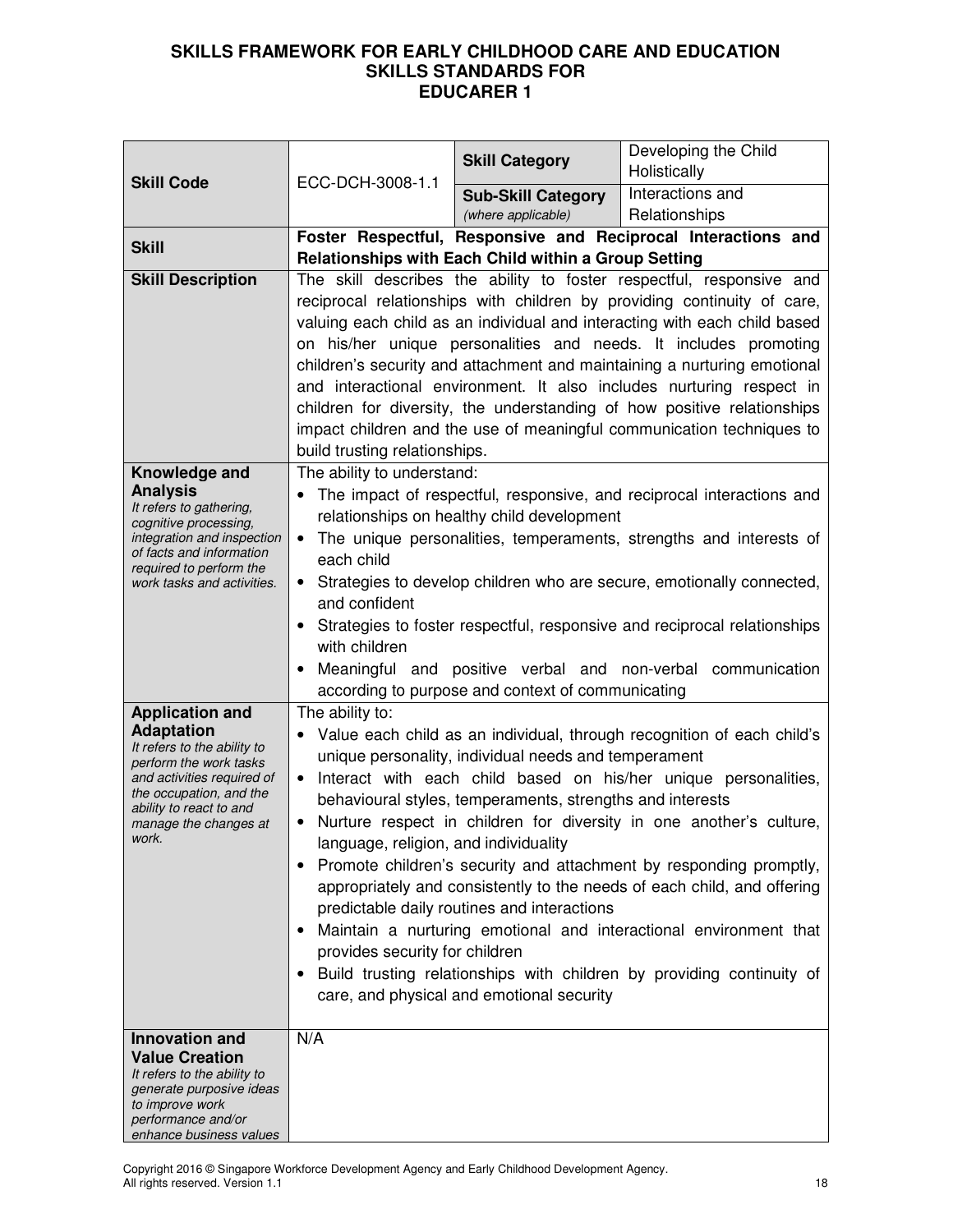# SKILLS FRAMEWORK FOR EARLY CHILDHOOD CARE AND EDUCATION
## SKILLS STANDARDS FOR
## EDUCARER 1

| | | | |
|---|---|---|---|
| **Skill Code** | ECC-DCH-3008-1.1 | **Skill Category** | Developing the Child Holistically |
| | | **Sub-Skill Category** *(where applicable)* | Interactions and Relationships |
| **Skill** | **Foster Respectful, Responsive and Reciprocal Interactions and Relationships with Each Child within a Group Setting** | | |
| **Skill Description** | The skill describes the ability to foster respectful, responsive and reciprocal relationships with children by providing continuity of care, valuing each child as an individual and interacting with each child based on his/her unique personalities and needs. It includes promoting children's security and attachment and maintaining a nurturing emotional and interactional environment. It also includes nurturing respect in children for diversity, the understanding of how positive relationships impact children and the use of meaningful communication techniques to build trusting relationships. | | |
| **Knowledge and Analysis** *It refers to gathering, cognitive processing, integration and inspection of facts and information required to perform the work tasks and activities.* | The ability to understand:<br>• The impact of respectful, responsive, and reciprocal interactions and relationships on healthy child development<br>• The unique personalities, temperaments, strengths and interests of each child<br>• Strategies to develop children who are secure, emotionally connected, and confident<br>• Strategies to foster respectful, responsive and reciprocal relationships with children<br>• Meaningful and positive verbal and non-verbal communication according to purpose and context of communicating | | |
| **Application and Adaptation** *It refers to the ability to perform the work tasks and activities required of the occupation, and the ability to react to and manage the changes at work.* | The ability to:<br>• Value each child as an individual, through recognition of each child's unique personality, individual needs and temperament<br>• Interact with each child based on his/her unique personalities, behavioural styles, temperaments, strengths and interests<br>• Nurture respect in children for diversity in one another's culture, language, religion, and individuality<br>• Promote children's security and attachment by responding promptly, appropriately and consistently to the needs of each child, and offering predictable daily routines and interactions<br>• Maintain a nurturing emotional and interactional environment that provides security for children<br>• Build trusting relationships with children by providing continuity of care, and physical and emotional security | | |
| **Innovation and Value Creation** *It refers to the ability to generate purposive ideas to improve work performance and/or enhance business values* | N/A | | |

Copyright 2016 © Singapore Workforce Development Agency and Early Childhood Development Agency. All rights reserved. Version 1.1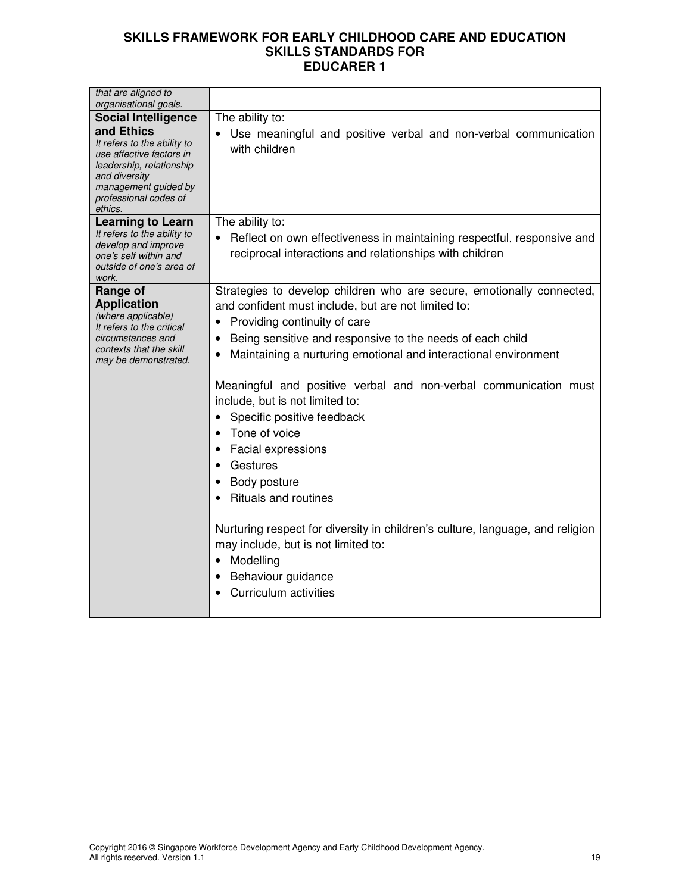| | |
|---|---|
| *that are aligned to organisational goals.* | |
| **Social Intelligence and Ethics**<br>*It refers to the ability to use affective factors in leadership, relationship and diversity management guided by professional codes of ethics.* | The ability to:<br>• Use meaningful and positive verbal and non-verbal communication with children |
| **Learning to Learn**<br>*It refers to the ability to develop and improve one's self within and outside of one's area of work.* | The ability to:<br>• Reflect on own effectiveness in maintaining respectful, responsive and reciprocal interactions and relationships with children |
| **Range of Application**<br>*(where applicable)*<br>*It refers to the critical circumstances and contexts that the skill may be demonstrated.* | Strategies to develop children who are secure, emotionally connected, and confident must include, but are not limited to:<br>• Providing continuity of care<br>• Being sensitive and responsive to the needs of each child<br>• Maintaining a nurturing emotional and interactional environment<br><br>Meaningful and positive verbal and non-verbal communication must include, but is not limited to:<br>• Specific positive feedback<br>• Tone of voice<br>• Facial expressions<br>• Gestures<br>• Body posture<br>• Rituals and routines<br><br>Nurturing respect for diversity in children's culture, language, and religion may include, but is not limited to:<br>• Modelling<br>• Behaviour guidance<br>• Curriculum activities |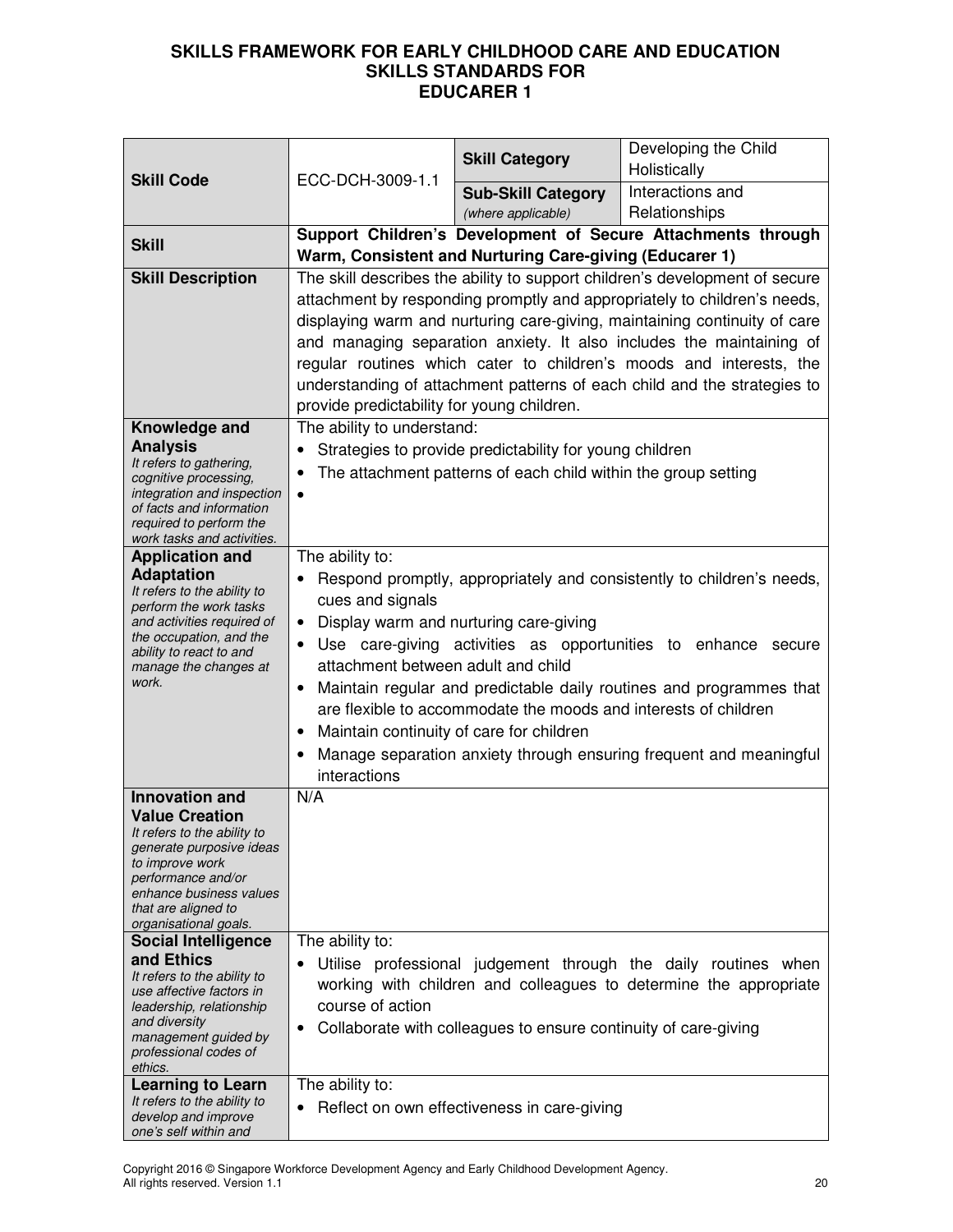**SKILLS FRAMEWORK FOR EARLY CHILDHOOD CARE AND EDUCATION**
**SKILLS STANDARDS FOR**
**EDUCARER 1**

| **Skill Code** | ECC-DCH-3009-1.1 | **Skill Category** | Developing the Child Holistically |
|---|---|---|---|
| | | **Sub-Skill Category** *(where applicable)* | Interactions and Relationships |
| **Skill** | **Support Children's Development of Secure Attachments through Warm, Consistent and Nurturing Care-giving (Educarer 1)** | | |
| **Skill Description** | The skill describes the ability to support children's development of secure attachment by responding promptly and appropriately to children's needs, displaying warm and nurturing care-giving, maintaining continuity of care and managing separation anxiety. It also includes the maintaining of regular routines which cater to children's moods and interests, the understanding of attachment patterns of each child and the strategies to provide predictability for young children. | | |
| **Knowledge and Analysis** *It refers to gathering, cognitive processing, integration and inspection of facts and information required to perform the work tasks and activities.* | The ability to understand:<br>• Strategies to provide predictability for young children<br>• The attachment patterns of each child within the group setting<br>• | | |
| **Application and Adaptation** *It refers to the ability to perform the work tasks and activities required of the occupation, and the ability to react to and manage the changes at work.* | The ability to:<br>• Respond promptly, appropriately and consistently to children's needs, cues and signals<br>• Display warm and nurturing care-giving<br>• Use care-giving activities as opportunities to enhance secure attachment between adult and child<br>• Maintain regular and predictable daily routines and programmes that are flexible to accommodate the moods and interests of children<br>• Maintain continuity of care for children<br>• Manage separation anxiety through ensuring frequent and meaningful interactions | | |
| **Innovation and Value Creation** *It refers to the ability to generate purposive ideas to improve work performance and/or enhance business values that are aligned to organisational goals.* | N/A | | |
| **Social Intelligence and Ethics** *It refers to the ability to use affective factors in leadership, relationship and diversity management guided by professional codes of ethics.* | The ability to:<br>• Utilise professional judgement through the daily routines when working with children and colleagues to determine the appropriate course of action<br>• Collaborate with colleagues to ensure continuity of care-giving | | |
| **Learning to Learn** *It refers to the ability to develop and improve one's self within and* | The ability to:<br>• Reflect on own effectiveness in care-giving | | |

Copyright 2016 © Singapore Workforce Development Agency and Early Childhood Development Agency. All rights reserved. Version 1.1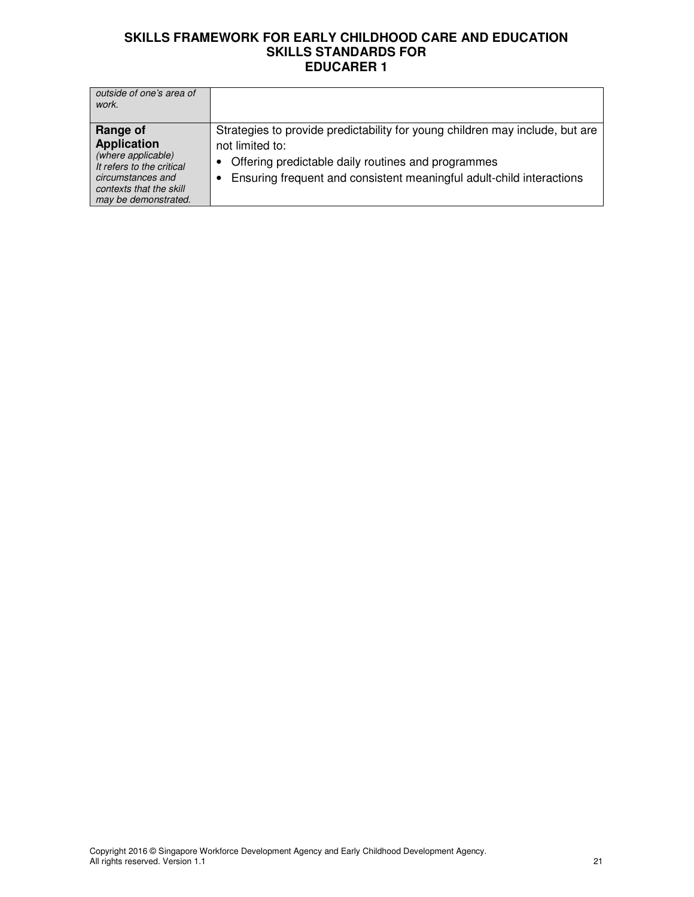| | |
|---|---|
| *outside of one's area of work.* | |
| **Range of Application** *(where applicable) It refers to the critical circumstances and contexts that the skill may be demonstrated.* | Strategies to provide predictability for young children may include, but are not limited to:<br>• Offering predictable daily routines and programmes<br>• Ensuring frequent and consistent meaningful adult-child interactions |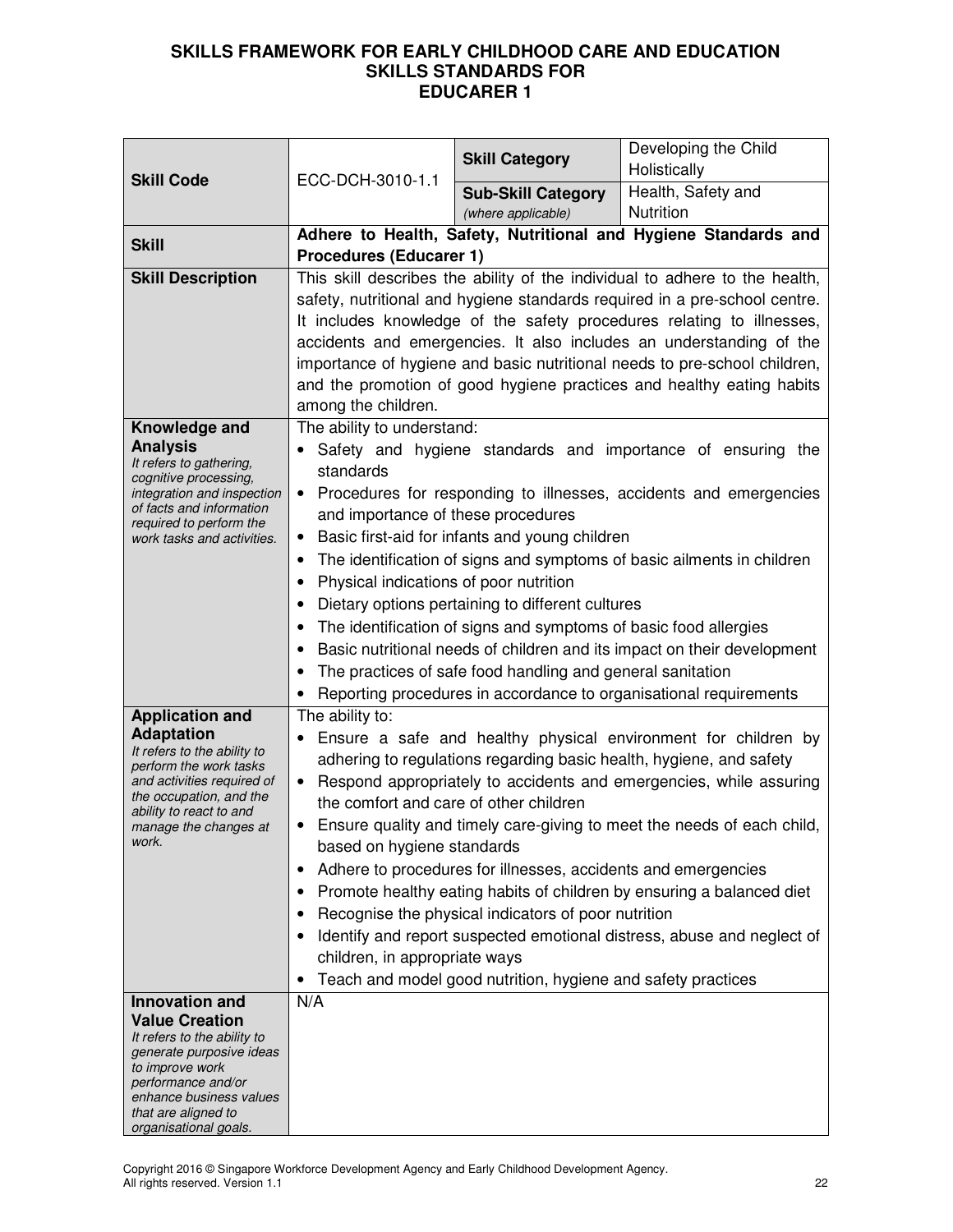# SKILLS FRAMEWORK FOR EARLY CHILDHOOD CARE AND EDUCATION
## SKILLS STANDARDS FOR
## EDUCARER 1

| **Skill Code** | ECC-DCH-3010-1.1 | **Skill Category** | Developing the Child Holistically |
|---|---|---|---|
| | | **Sub-Skill Category** *(where applicable)* | Health, Safety and Nutrition |
| **Skill** | **Adhere to Health, Safety, Nutritional and Hygiene Standards and Procedures (Educarer 1)** | | |
| **Skill Description** | This skill describes the ability of the individual to adhere to the health, safety, nutritional and hygiene standards required in a pre-school centre. It includes knowledge of the safety procedures relating to illnesses, accidents and emergencies. It also includes an understanding of the importance of hygiene and basic nutritional needs to pre-school children, and the promotion of good hygiene practices and healthy eating habits among the children. | | |
| **Knowledge and Analysis** *It refers to gathering, cognitive processing, integration and inspection of facts and information required to perform the work tasks and activities.* | The ability to understand:<br>• Safety and hygiene standards and importance of ensuring the standards<br>• Procedures for responding to illnesses, accidents and emergencies and importance of these procedures<br>• Basic first-aid for infants and young children<br>• The identification of signs and symptoms of basic ailments in children<br>• Physical indications of poor nutrition<br>• Dietary options pertaining to different cultures<br>• The identification of signs and symptoms of basic food allergies<br>• Basic nutritional needs of children and its impact on their development<br>• The practices of safe food handling and general sanitation<br>• Reporting procedures in accordance to organisational requirements | | |
| **Application and Adaptation** *It refers to the ability to perform the work tasks and activities required of the occupation, and the ability to react to and manage the changes at work.* | The ability to:<br>• Ensure a safe and healthy physical environment for children by adhering to regulations regarding basic health, hygiene, and safety<br>• Respond appropriately to accidents and emergencies, while assuring the comfort and care of other children<br>• Ensure quality and timely care-giving to meet the needs of each child, based on hygiene standards<br>• Adhere to procedures for illnesses, accidents and emergencies<br>• Promote healthy eating habits of children by ensuring a balanced diet<br>• Recognise the physical indicators of poor nutrition<br>• Identify and report suspected emotional distress, abuse and neglect of children, in appropriate ways<br>• Teach and model good nutrition, hygiene and safety practices | | |
| **Innovation and Value Creation** *It refers to the ability to generate purposive ideas to improve work performance and/or enhance business values that are aligned to organisational goals.* | N/A | | |

Copyright 2016 © Singapore Workforce Development Agency and Early Childhood Development Agency. All rights reserved. Version 1.1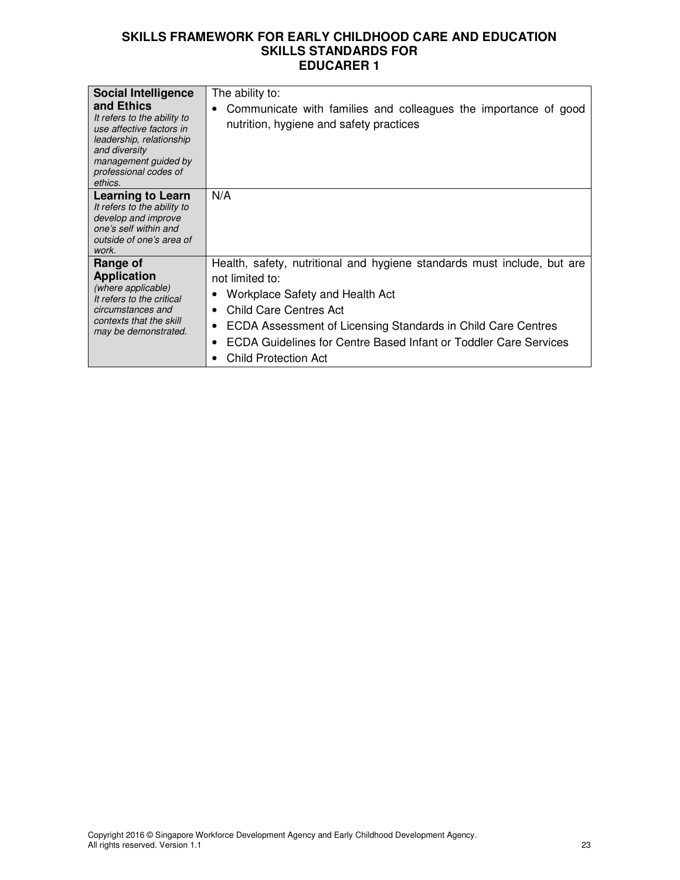# SKILLS FRAMEWORK FOR EARLY CHILDHOOD CARE AND EDUCATION
## SKILLS STANDARDS FOR
## EDUCARER 1

| | |
|---|---|
| **Social Intelligence and Ethics**<br>*It refers to the ability to use affective factors in leadership, relationship and diversity management guided by professional codes of ethics.* | The ability to:<br>• Communicate with families and colleagues the importance of good nutrition, hygiene and safety practices |
| **Learning to Learn**<br>*It refers to the ability to develop and improve one's self within and outside of one's area of work.* | N/A |
| **Range of Application**<br>*(where applicable)*<br>*It refers to the critical circumstances and contexts that the skill may be demonstrated.* | Health, safety, nutritional and hygiene standards must include, but are not limited to:<br>• Workplace Safety and Health Act<br>• Child Care Centres Act<br>• ECDA Assessment of Licensing Standards in Child Care Centres<br>• ECDA Guidelines for Centre Based Infant or Toddler Care Services<br>• Child Protection Act |

Copyright 2016 © Singapore Workforce Development Agency and Early Childhood Development Agency.
All rights reserved. Version 1.1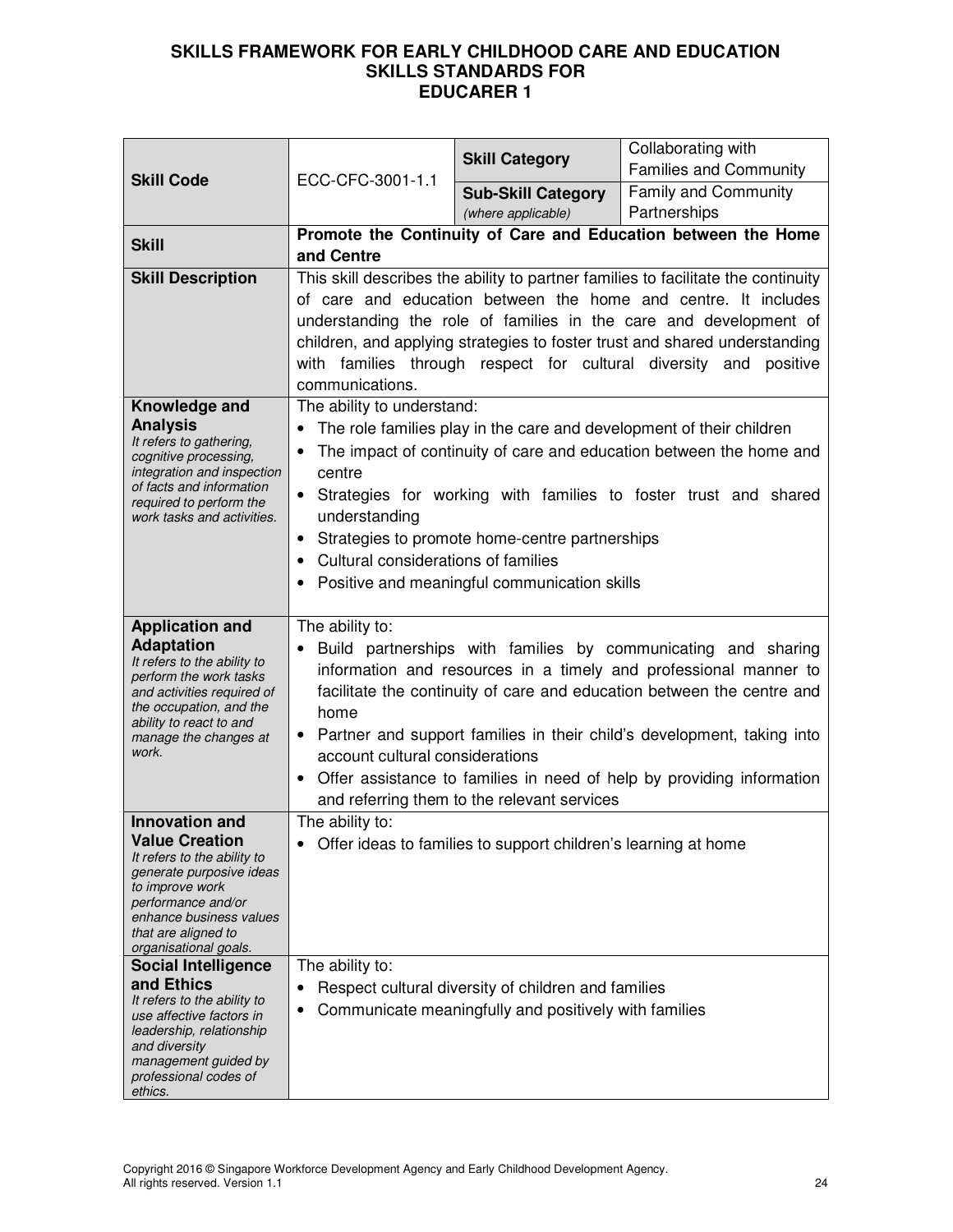# SKILLS FRAMEWORK FOR EARLY CHILDHOOD CARE AND EDUCATION
## SKILLS STANDARDS FOR
## EDUCARER 1

| | | | |
|---|---|---|---|
| **Skill Code** | ECC-CFC-3001-1.1 | **Skill Category** | Collaborating with Families and Community |
| | | **Sub-Skill Category** *(where applicable)* | Family and Community Partnerships |
| **Skill** | **Promote the Continuity of Care and Education between the Home and Centre** | | |
| **Skill Description** | This skill describes the ability to partner families to facilitate the continuity of care and education between the home and centre. It includes understanding the role of families in the care and development of children, and applying strategies to foster trust and shared understanding with families through respect for cultural diversity and positive communications. | | |
| **Knowledge and Analysis** *It refers to gathering, cognitive processing, integration and inspection of facts and information required to perform the work tasks and activities.* | The ability to understand: <br>• The role families play in the care and development of their children <br>• The impact of continuity of care and education between the home and centre <br>• Strategies for working with families to foster trust and shared understanding <br>• Strategies to promote home-centre partnerships <br>• Cultural considerations of families <br>• Positive and meaningful communication skills | | |
| **Application and Adaptation** *It refers to the ability to perform the work tasks and activities required of the occupation, and the ability to react to and manage the changes at work.* | The ability to: <br>• Build partnerships with families by communicating and sharing information and resources in a timely and professional manner to facilitate the continuity of care and education between the centre and home <br>• Partner and support families in their child's development, taking into account cultural considerations <br>• Offer assistance to families in need of help by providing information and referring them to the relevant services | | |
| **Innovation and Value Creation** *It refers to the ability to generate purposive ideas to improve work performance and/or enhance business values that are aligned to organisational goals.* | The ability to: <br>• Offer ideas to families to support children's learning at home | | |
| **Social Intelligence and Ethics** *It refers to the ability to use affective factors in leadership, relationship and diversity management guided by professional codes of ethics.* | The ability to: <br>• Respect cultural diversity of children and families <br>• Communicate meaningfully and positively with families | | |

Copyright 2016 © Singapore Workforce Development Agency and Early Childhood Development Agency. All rights reserved. Version 1.1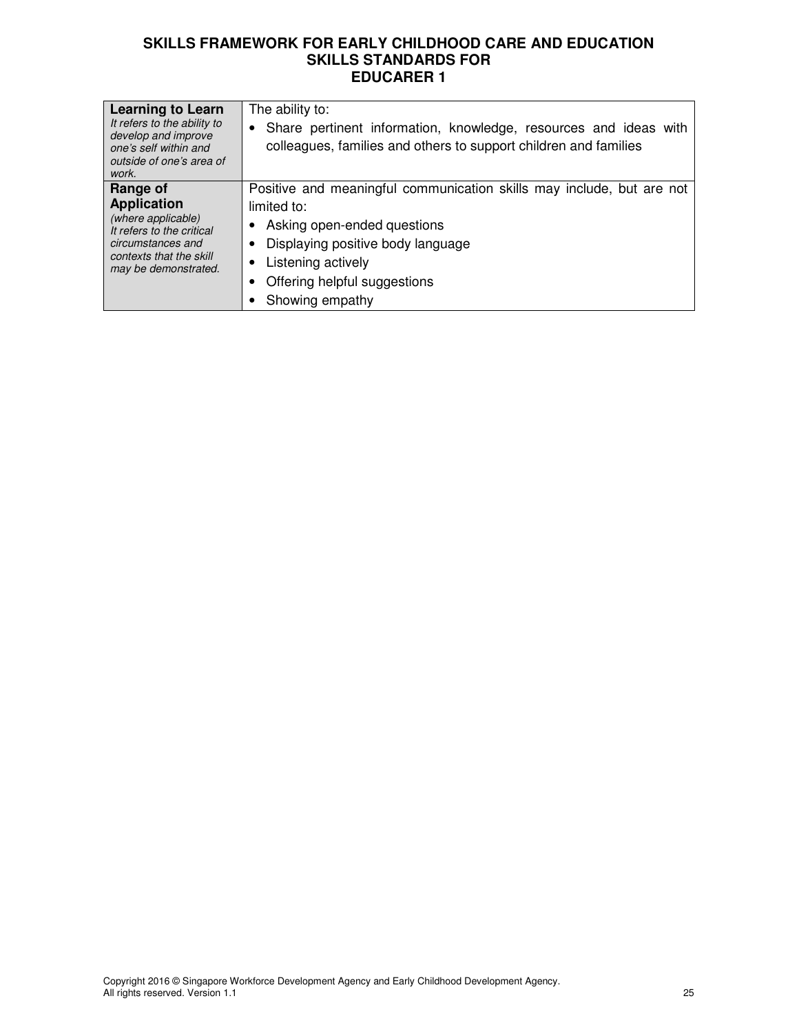# SKILLS FRAMEWORK FOR EARLY CHILDHOOD CARE AND EDUCATION
## SKILLS STANDARDS FOR
## EDUCARER 1

| | |
|---|---|
| **Learning to Learn**<br>*It refers to the ability to develop and improve one's self within and outside of one's area of work.* | The ability to:<br>• Share pertinent information, knowledge, resources and ideas with colleagues, families and others to support children and families |
| **Range of Application**<br>*(where applicable)*<br>*It refers to the critical circumstances and contexts that the skill may be demonstrated.* | Positive and meaningful communication skills may include, but are not limited to:<br>• Asking open-ended questions<br>• Displaying positive body language<br>• Listening actively<br>• Offering helpful suggestions<br>• Showing empathy |

Copyright 2016 © Singapore Workforce Development Agency and Early Childhood Development Agency.
All rights reserved. Version 1.1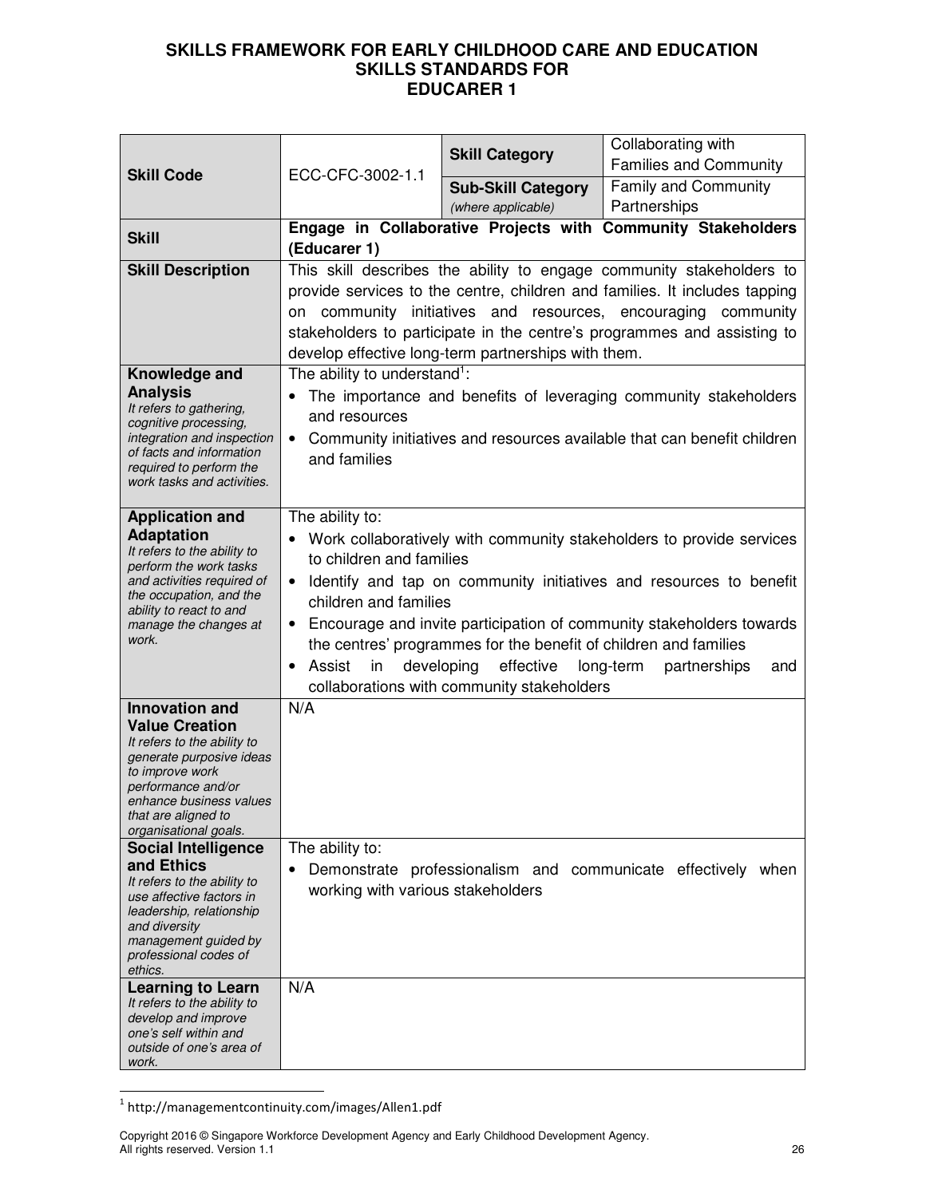**SKILLS FRAMEWORK FOR EARLY CHILDHOOD CARE AND EDUCATION**
**SKILLS STANDARDS FOR**
**EDUCARER 1**

| **Skill Code** | ECC-CFC-3002-1.1 | **Skill Category** | Collaborating with Families and Community |
|---|---|---|---|
| | | **Sub-Skill Category** *(where applicable)* | Family and Community Partnerships |
| **Skill** | **Engage in Collaborative Projects with Community Stakeholders (Educarer 1)** | | |
| **Skill Description** | This skill describes the ability to engage community stakeholders to provide services to the centre, children and families. It includes tapping on community initiatives and resources, encouraging community stakeholders to participate in the centre's programmes and assisting to develop effective long-term partnerships with them. | | |
| **Knowledge and Analysis** *It refers to gathering, cognitive processing, integration and inspection of facts and information required to perform the work tasks and activities.* | The ability to understand[1]: <br>• The importance and benefits of leveraging community stakeholders and resources <br>• Community initiatives and resources available that can benefit children and families | | |
| **Application and Adaptation** *It refers to the ability to perform the work tasks and activities required of the occupation, and the ability to react to and manage the changes at work.* | The ability to: <br>• Work collaboratively with community stakeholders to provide services to children and families <br>• Identify and tap on community initiatives and resources to benefit children and families <br>• Encourage and invite participation of community stakeholders towards the centres' programmes for the benefit of children and families <br>• Assist in developing effective long-term partnerships and collaborations with community stakeholders | | |
| **Innovation and Value Creation** *It refers to the ability to generate purposive ideas to improve work performance and/or enhance business values that are aligned to organisational goals.* | N/A | | |
| **Social Intelligence and Ethics** *It refers to the ability to use affective factors in leadership, relationship and diversity management guided by professional codes of ethics.* | The ability to: <br>• Demonstrate professionalism and communicate effectively when working with various stakeholders | | |
| **Learning to Learn** *It refers to the ability to develop and improve one's self within and outside of one's area of work.* | N/A | | |

[1] http://managementcontinuity.com/images/Allen1.pdf

Copyright 2016 © Singapore Workforce Development Agency and Early Childhood Development Agency. All rights reserved. Version 1.1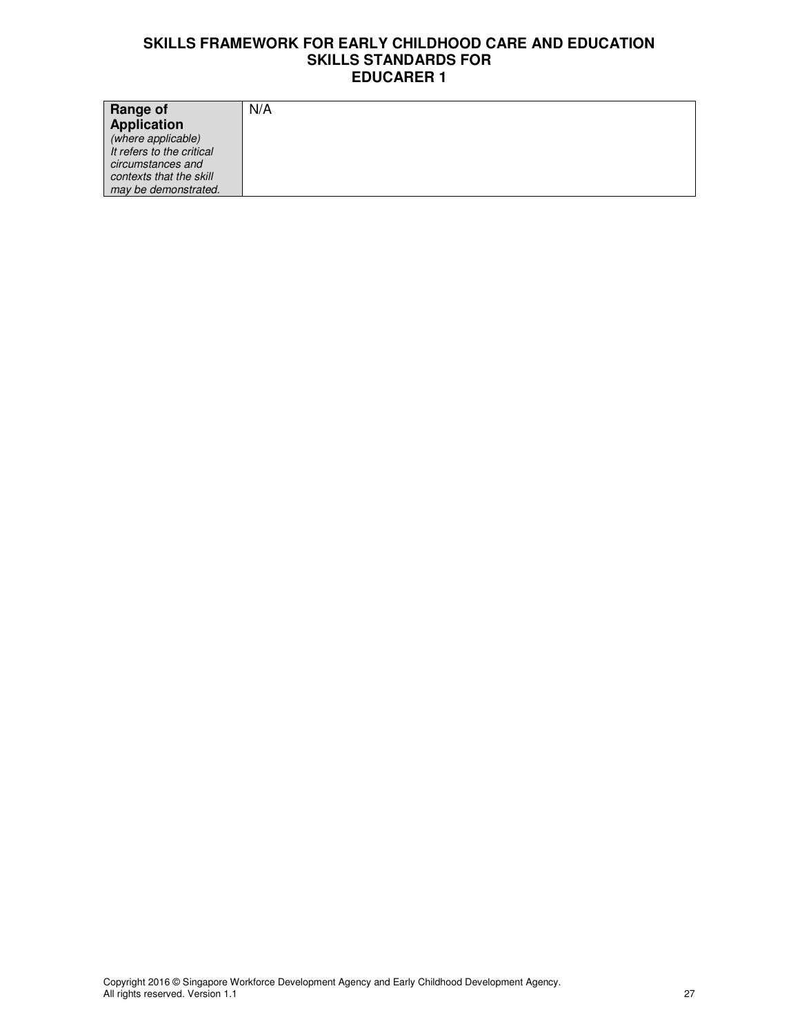| **Range of Application** *(where applicable)* *It refers to the critical circumstances and contexts that the skill may be demonstrated.* | N/A |
|---|---|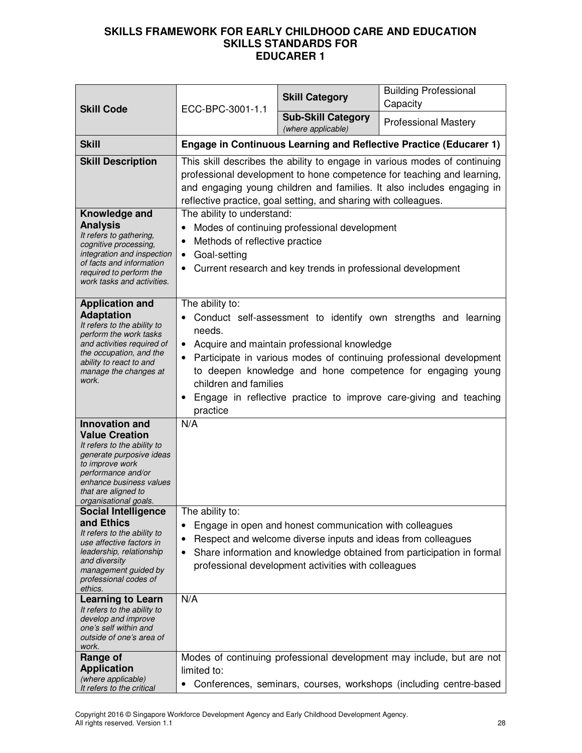**SKILLS FRAMEWORK FOR EARLY CHILDHOOD CARE AND EDUCATION**
**SKILLS STANDARDS FOR**
**EDUCARER 1**

| **Skill Code** | ECC-BPC-3001-1.1 | **Skill Category** | Building Professional Capacity |
|---|---|---|---|
| | | **Sub-Skill Category** *(where applicable)* | Professional Mastery |
| **Skill** | **Engage in Continuous Learning and Reflective Practice (Educarer 1)** | | |
| **Skill Description** | This skill describes the ability to engage in various modes of continuing professional development to hone competence for teaching and learning, and engaging young children and families. It also includes engaging in reflective practice, goal setting, and sharing with colleagues. | | |
| **Knowledge and Analysis** *It refers to gathering, cognitive processing, integration and inspection of facts and information required to perform the work tasks and activities.* | The ability to understand: <br>• Modes of continuing professional development <br>• Methods of reflective practice <br>• Goal-setting <br>• Current research and key trends in professional development | | |
| **Application and Adaptation** *It refers to the ability to perform the work tasks and activities required of the occupation, and the ability to react to and manage the changes at work.* | The ability to: <br>• Conduct self-assessment to identify own strengths and learning needs. <br>• Acquire and maintain professional knowledge <br>• Participate in various modes of continuing professional development to deepen knowledge and hone competence for engaging young children and families <br>• Engage in reflective practice to improve care-giving and teaching practice | | |
| **Innovation and Value Creation** *It refers to the ability to generate purposive ideas to improve work performance and/or enhance business values that are aligned to organisational goals.* | N/A | | |
| **Social Intelligence and Ethics** *It refers to the ability to use affective factors in leadership, relationship and diversity management guided by professional codes of ethics.* | The ability to: <br>• Engage in open and honest communication with colleagues <br>• Respect and welcome diverse inputs and ideas from colleagues <br>• Share information and knowledge obtained from participation in formal professional development activities with colleagues | | |
| **Learning to Learn** *It refers to the ability to develop and improve one's self within and outside of one's area of work.* | N/A | | |
| **Range of Application** *(where applicable) It refers to the critical* | Modes of continuing professional development may include, but are not limited to: <br>• Conferences, seminars, courses, workshops (including centre-based | | |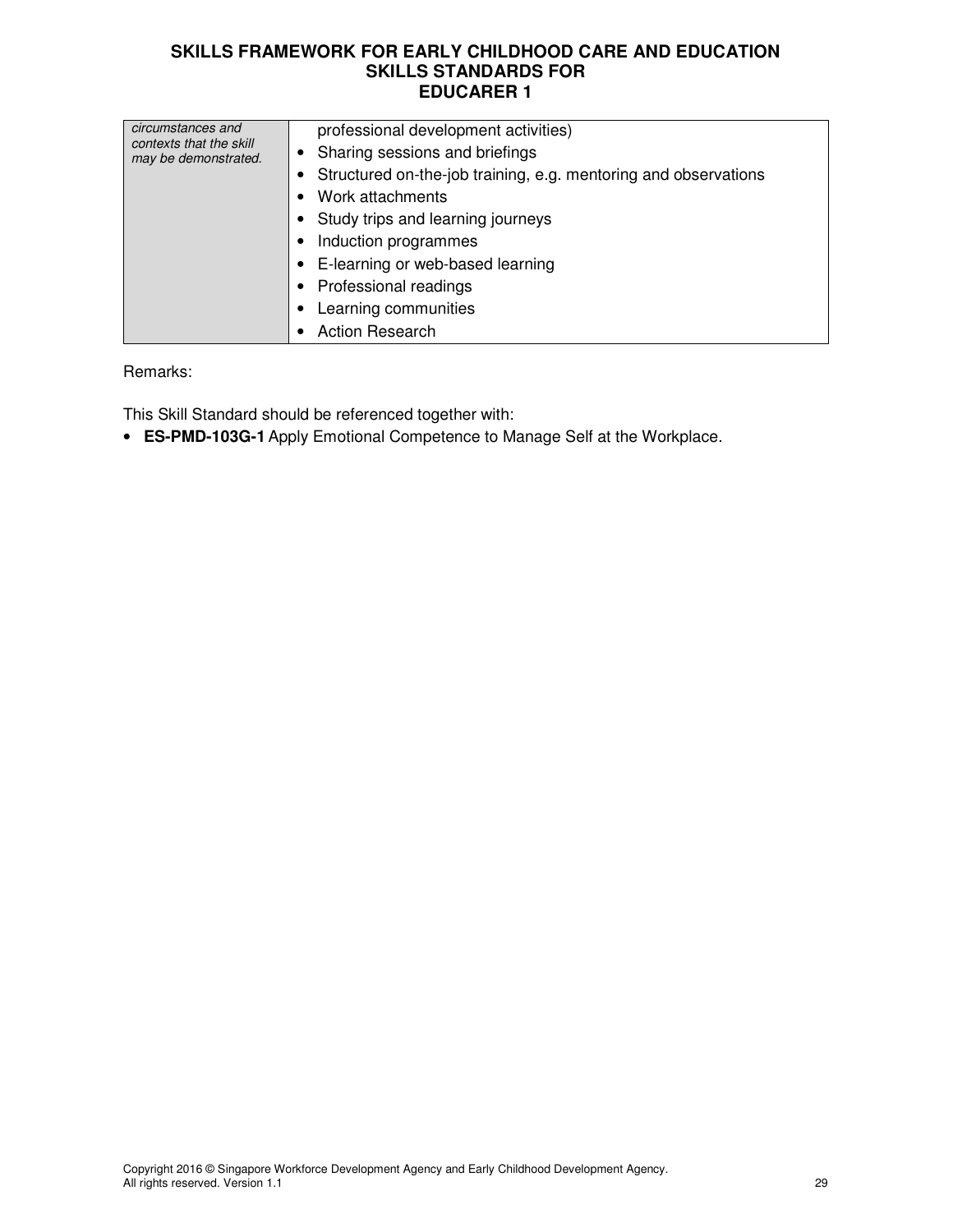| | |
|---|---|
| *circumstances and contexts that the skill may be demonstrated.* | professional development activities)<br>• Sharing sessions and briefings<br>• Structured on-the-job training, e.g. mentoring and observations<br>• Work attachments<br>• Study trips and learning journeys<br>• Induction programmes<br>• E-learning or web-based learning<br>• Professional readings<br>• Learning communities<br>• Action Research |

Remarks:

This Skill Standard should be referenced together with:

- **ES-PMD-103G-1** Apply Emotional Competence to Manage Self at the Workplace.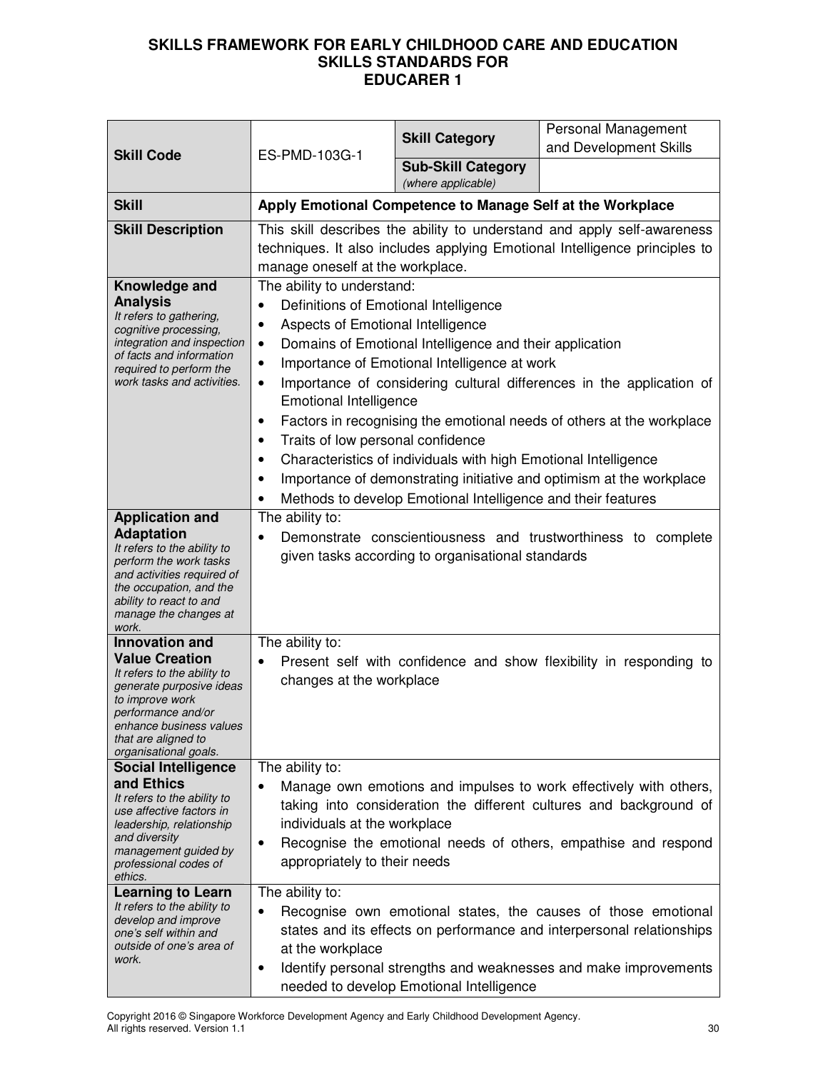# SKILLS FRAMEWORK FOR EARLY CHILDHOOD CARE AND EDUCATION SKILLS STANDARDS FOR EDUCARER 1

| **Skill Code** | ES-PMD-103G-1 | **Skill Category** | Personal Management and Development Skills |
|---|---|---|---|
| | | **Sub-Skill Category** *(where applicable)* | |
| **Skill** | **Apply Emotional Competence to Manage Self at the Workplace** | | |
| **Skill Description** | This skill describes the ability to understand and apply self-awareness techniques. It also includes applying Emotional Intelligence principles to manage oneself at the workplace. | | |
| **Knowledge and Analysis** *It refers to gathering, cognitive processing, integration and inspection of facts and information required to perform the work tasks and activities.* | The ability to understand: <br>• Definitions of Emotional Intelligence <br>• Aspects of Emotional Intelligence <br>• Domains of Emotional Intelligence and their application <br>• Importance of Emotional Intelligence at work <br>• Importance of considering cultural differences in the application of Emotional Intelligence <br>• Factors in recognising the emotional needs of others at the workplace <br>• Traits of low personal confidence <br>• Characteristics of individuals with high Emotional Intelligence <br>• Importance of demonstrating initiative and optimism at the workplace <br>• Methods to develop Emotional Intelligence and their features | | |
| **Application and Adaptation** *It refers to the ability to perform the work tasks and activities required of the occupation, and the ability to react to and manage the changes at work.* | The ability to: <br>• Demonstrate conscientiousness and trustworthiness to complete given tasks according to organisational standards | | |
| **Innovation and Value Creation** *It refers to the ability to generate purposive ideas to improve work performance and/or enhance business values that are aligned to organisational goals.* | The ability to: <br>• Present self with confidence and show flexibility in responding to changes at the workplace | | |
| **Social Intelligence and Ethics** *It refers to the ability to use affective factors in leadership, relationship and diversity management guided by professional codes of ethics.* | The ability to: <br>• Manage own emotions and impulses to work effectively with others, taking into consideration the different cultures and background of individuals at the workplace <br>• Recognise the emotional needs of others, empathise and respond appropriately to their needs | | |
| **Learning to Learn** *It refers to the ability to develop and improve one's self within and outside of one's area of work.* | The ability to: <br>• Recognise own emotional states, the causes of those emotional states and its effects on performance and interpersonal relationships at the workplace <br>• Identify personal strengths and weaknesses and make improvements needed to develop Emotional Intelligence | | |

Copyright 2016 © Singapore Workforce Development Agency and Early Childhood Development Agency. All rights reserved. Version 1.1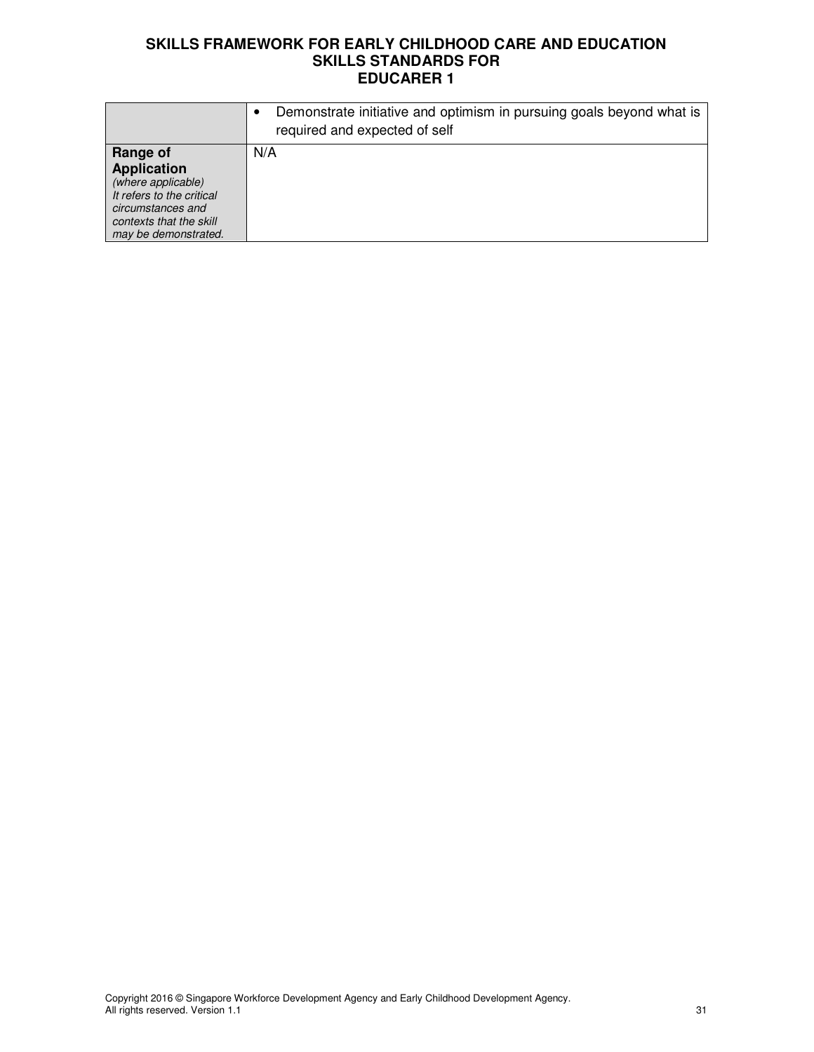| | |
|---|---|
| | • Demonstrate initiative and optimism in pursuing goals beyond what is required and expected of self |
| **Range of Application** *(where applicable) It refers to the critical circumstances and contexts that the skill may be demonstrated.* | N/A |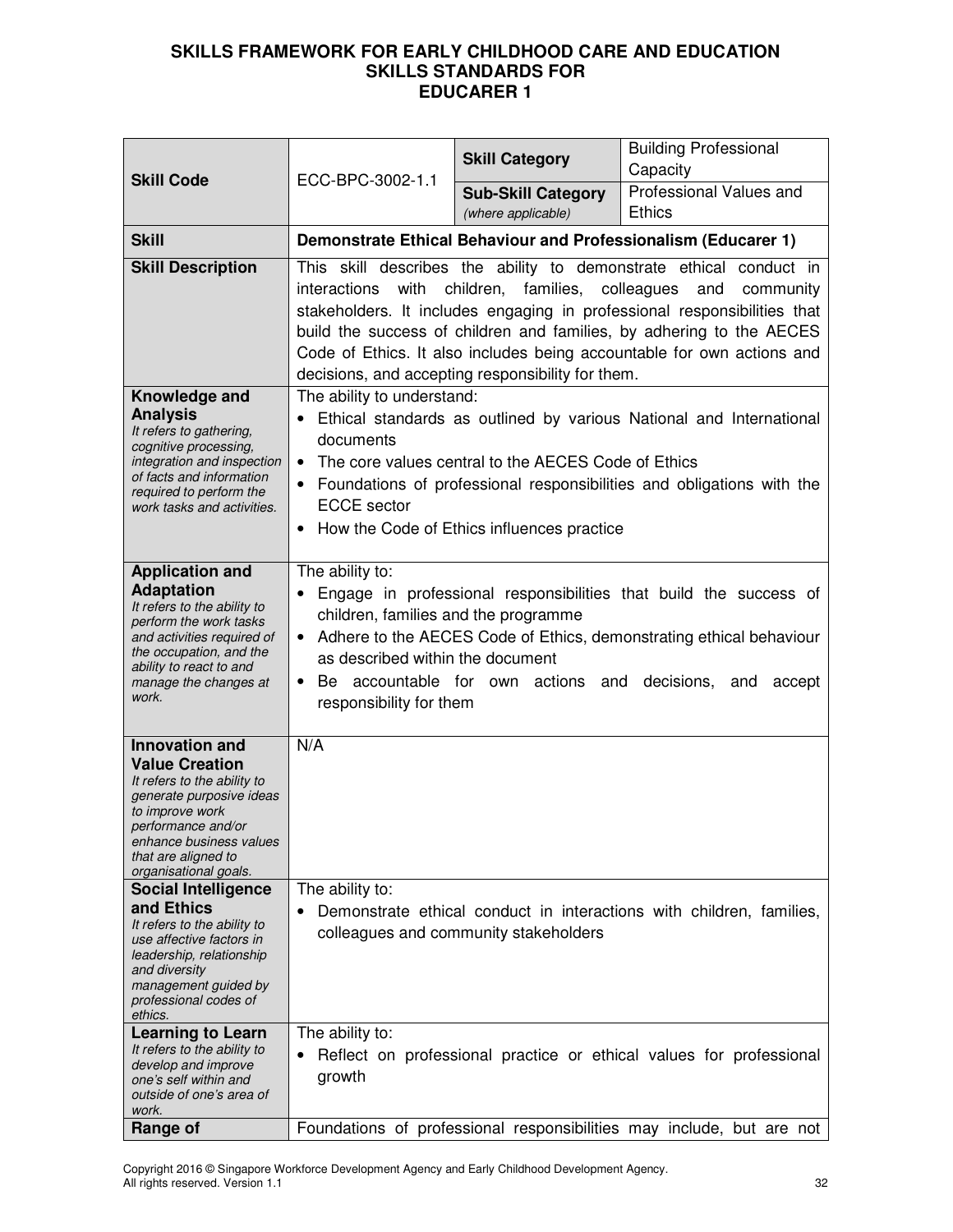**SKILLS FRAMEWORK FOR EARLY CHILDHOOD CARE AND EDUCATION**
**SKILLS STANDARDS FOR**
**EDUCARER 1**

| **Skill Code** | ECC-BPC-3002-1.1 | **Skill Category** | Building Professional Capacity |
|---|---|---|---|
| | | **Sub-Skill Category** *(where applicable)* | Professional Values and Ethics |
| **Skill** | **Demonstrate Ethical Behaviour and Professionalism (Educarer 1)** | | |
| **Skill Description** | This skill describes the ability to demonstrate ethical conduct in interactions with children, families, colleagues and community stakeholders. It includes engaging in professional responsibilities that build the success of children and families, by adhering to the AECES Code of Ethics. It also includes being accountable for own actions and decisions, and accepting responsibility for them. | | |
| **Knowledge and Analysis** *It refers to gathering, cognitive processing, integration and inspection of facts and information required to perform the work tasks and activities.* | The ability to understand:<br>• Ethical standards as outlined by various National and International documents<br>• The core values central to the AECES Code of Ethics<br>• Foundations of professional responsibilities and obligations with the ECCE sector<br>• How the Code of Ethics influences practice | | |
| **Application and Adaptation** *It refers to the ability to perform the work tasks and activities required of the occupation, and the ability to react to and manage the changes at work.* | The ability to:<br>• Engage in professional responsibilities that build the success of children, families and the programme<br>• Adhere to the AECES Code of Ethics, demonstrating ethical behaviour as described within the document<br>• Be accountable for own actions and decisions, and accept responsibility for them | | |
| **Innovation and Value Creation** *It refers to the ability to generate purposive ideas to improve work performance and/or enhance business values that are aligned to organisational goals.* | N/A | | |
| **Social Intelligence and Ethics** *It refers to the ability to use affective factors in leadership, relationship and diversity management guided by professional codes of ethics.* | The ability to:<br>• Demonstrate ethical conduct in interactions with children, families, colleagues and community stakeholders | | |
| **Learning to Learn** *It refers to the ability to develop and improve one's self within and outside of one's area of work.* | The ability to:<br>• Reflect on professional practice or ethical values for professional growth | | |
| **Range of** | Foundations of professional responsibilities may include, but are not | | |

Copyright 2016 © Singapore Workforce Development Agency and Early Childhood Development Agency. All rights reserved. Version 1.1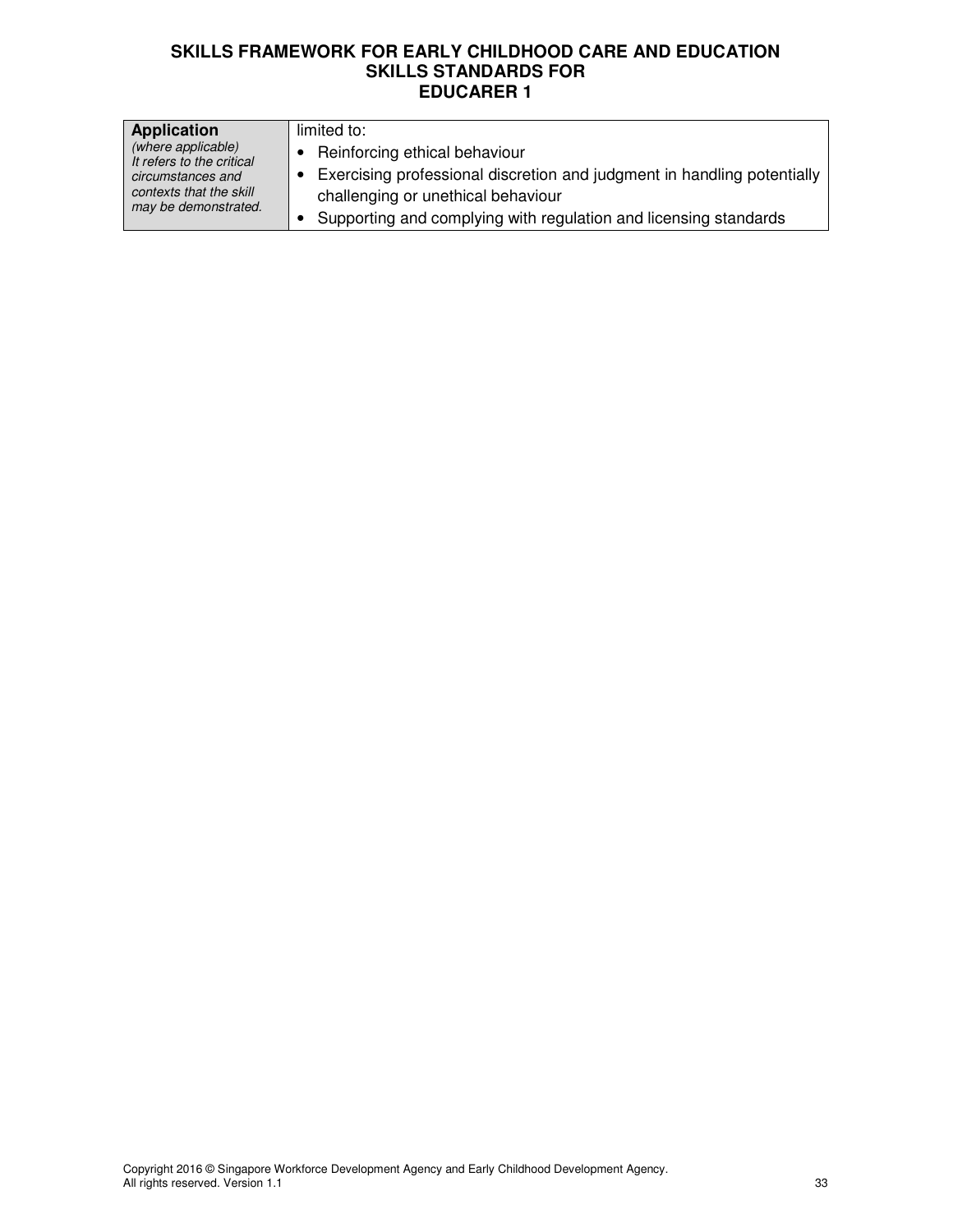| **Application** *(where applicable) It refers to the critical circumstances and contexts that the skill may be demonstrated.* | limited to:<br>• Reinforcing ethical behaviour<br>• Exercising professional discretion and judgment in handling potentially challenging or unethical behaviour<br>• Supporting and complying with regulation and licensing standards |
|---|---|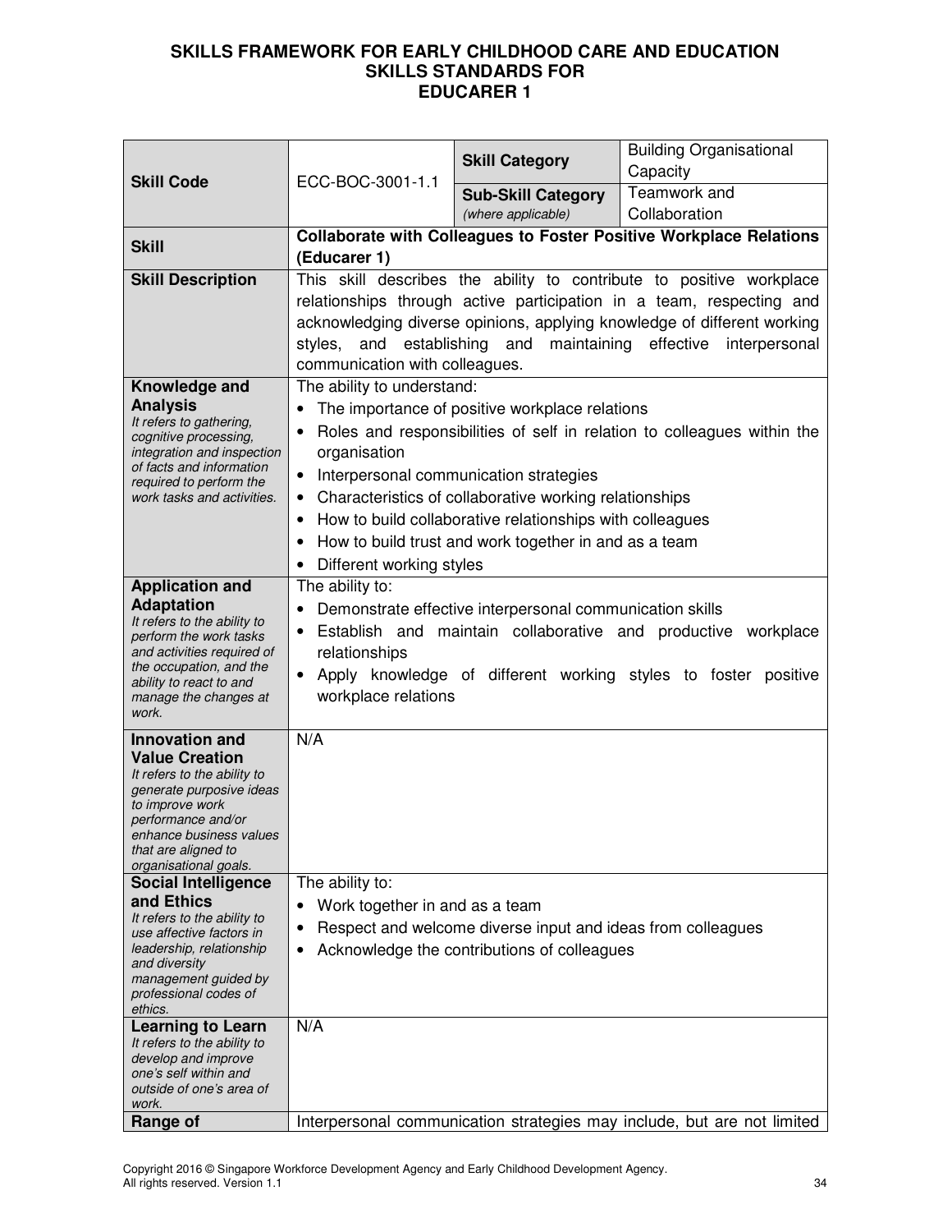**SKILLS FRAMEWORK FOR EARLY CHILDHOOD CARE AND EDUCATION**
**SKILLS STANDARDS FOR**
**EDUCARER 1**

| **Skill Code** | ECC-BOC-3001-1.1 | **Skill Category** | Building Organisational Capacity |
|---|---|---|---|
| | | **Sub-Skill Category** *(where applicable)* | Teamwork and Collaboration |
| **Skill** | **Collaborate with Colleagues to Foster Positive Workplace Relations (Educarer 1)** | | |
| **Skill Description** | This skill describes the ability to contribute to positive workplace relationships through active participation in a team, respecting and acknowledging diverse opinions, applying knowledge of different working styles, and establishing and maintaining effective interpersonal communication with colleagues. | | |
| **Knowledge and Analysis** *It refers to gathering, cognitive processing, integration and inspection of facts and information required to perform the work tasks and activities.* | The ability to understand:<br>• The importance of positive workplace relations<br>• Roles and responsibilities of self in relation to colleagues within the organisation<br>• Interpersonal communication strategies<br>• Characteristics of collaborative working relationships<br>• How to build collaborative relationships with colleagues<br>• How to build trust and work together in and as a team<br>• Different working styles | | |
| **Application and Adaptation** *It refers to the ability to perform the work tasks and activities required of the occupation, and the ability to react to and manage the changes at work.* | The ability to:<br>• Demonstrate effective interpersonal communication skills<br>• Establish and maintain collaborative and productive workplace relationships<br>• Apply knowledge of different working styles to foster positive workplace relations | | |
| **Innovation and Value Creation** *It refers to the ability to generate purposeful ideas to improve work performance and/or enhance business values that are aligned to organisational goals.* | N/A | | |
| **Social Intelligence and Ethics** *It refers to the ability to use affective factors in leadership, relationship and diversity management guided by professional codes of ethics.* | The ability to:<br>• Work together in and as a team<br>• Respect and welcome diverse input and ideas from colleagues<br>• Acknowledge the contributions of colleagues | | |
| **Learning to Learn** *It refers to the ability to develop and improve one's self within and outside of one's area of work.* | N/A | | |
| **Range of** | Interpersonal communication strategies may include, but are not limited | | |

Copyright 2016 © Singapore Workforce Development Agency and Early Childhood Development Agency. All rights reserved. Version 1.1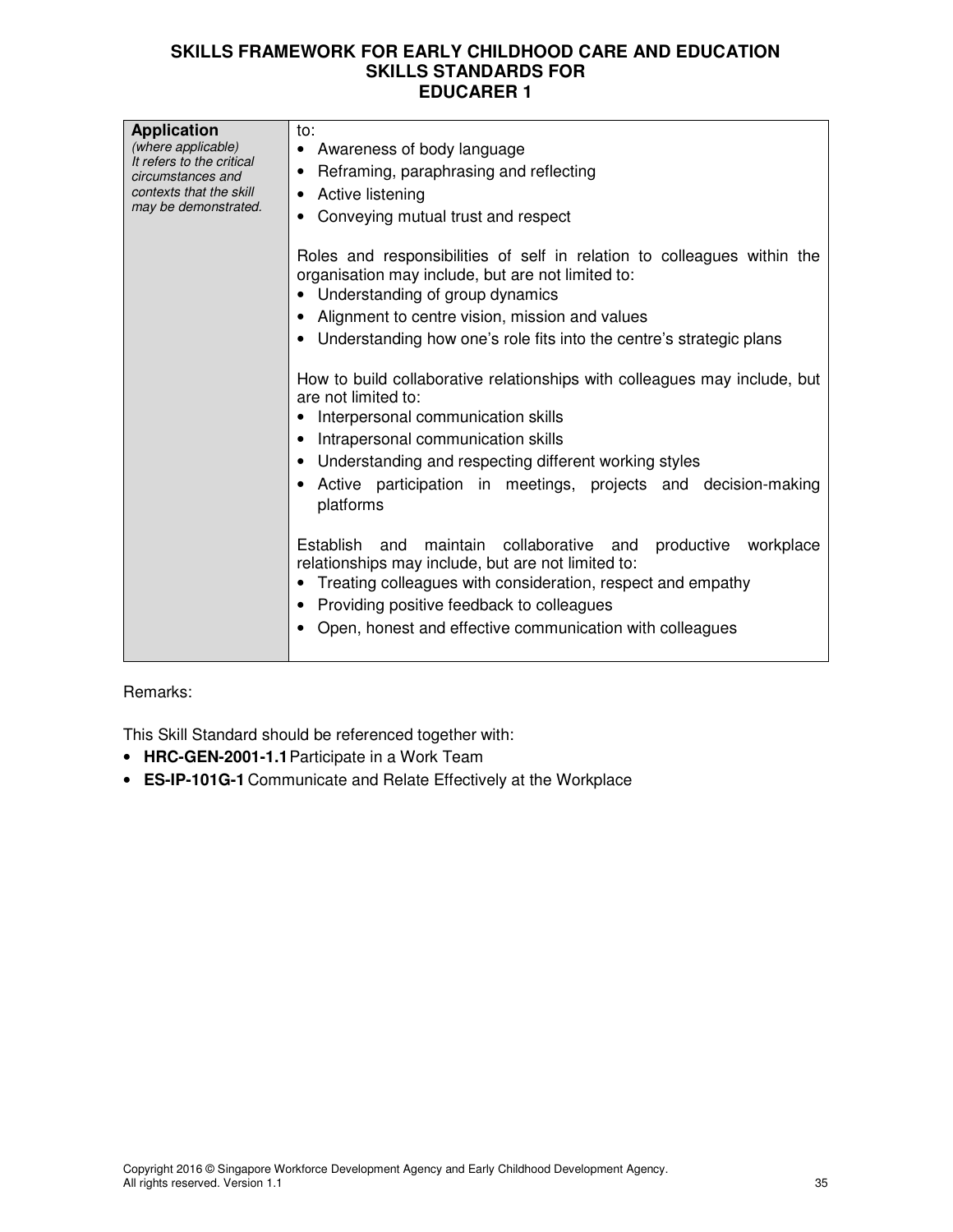**SKILLS FRAMEWORK FOR EARLY CHILDHOOD CARE AND EDUCATION**
**SKILLS STANDARDS FOR**
**EDUCARER 1**

| | |
|---|---|
| **Application** *(where applicable)* *It refers to the critical circumstances and contexts that the skill may be demonstrated.* | to:<br>• Awareness of body language<br>• Reframing, paraphrasing and reflecting<br>• Active listening<br>• Conveying mutual trust and respect<br><br>Roles and responsibilities of self in relation to colleagues within the organisation may include, but are not limited to:<br>• Understanding of group dynamics<br>• Alignment to centre vision, mission and values<br>• Understanding how one's role fits into the centre's strategic plans<br><br>How to build collaborative relationships with colleagues may include, but are not limited to:<br>• Interpersonal communication skills<br>• Intrapersonal communication skills<br>• Understanding and respecting different working styles<br>• Active participation in meetings, projects and decision-making platforms<br><br>Establish and maintain collaborative and productive workplace relationships may include, but are not limited to:<br>• Treating colleagues with consideration, respect and empathy<br>• Providing positive feedback to colleagues<br>• Open, honest and effective communication with colleagues |

Remarks:

This Skill Standard should be referenced together with:

- **HRC-GEN-2001-1.1** Participate in a Work Team
- **ES-IP-101G-1** Communicate and Relate Effectively at the Workplace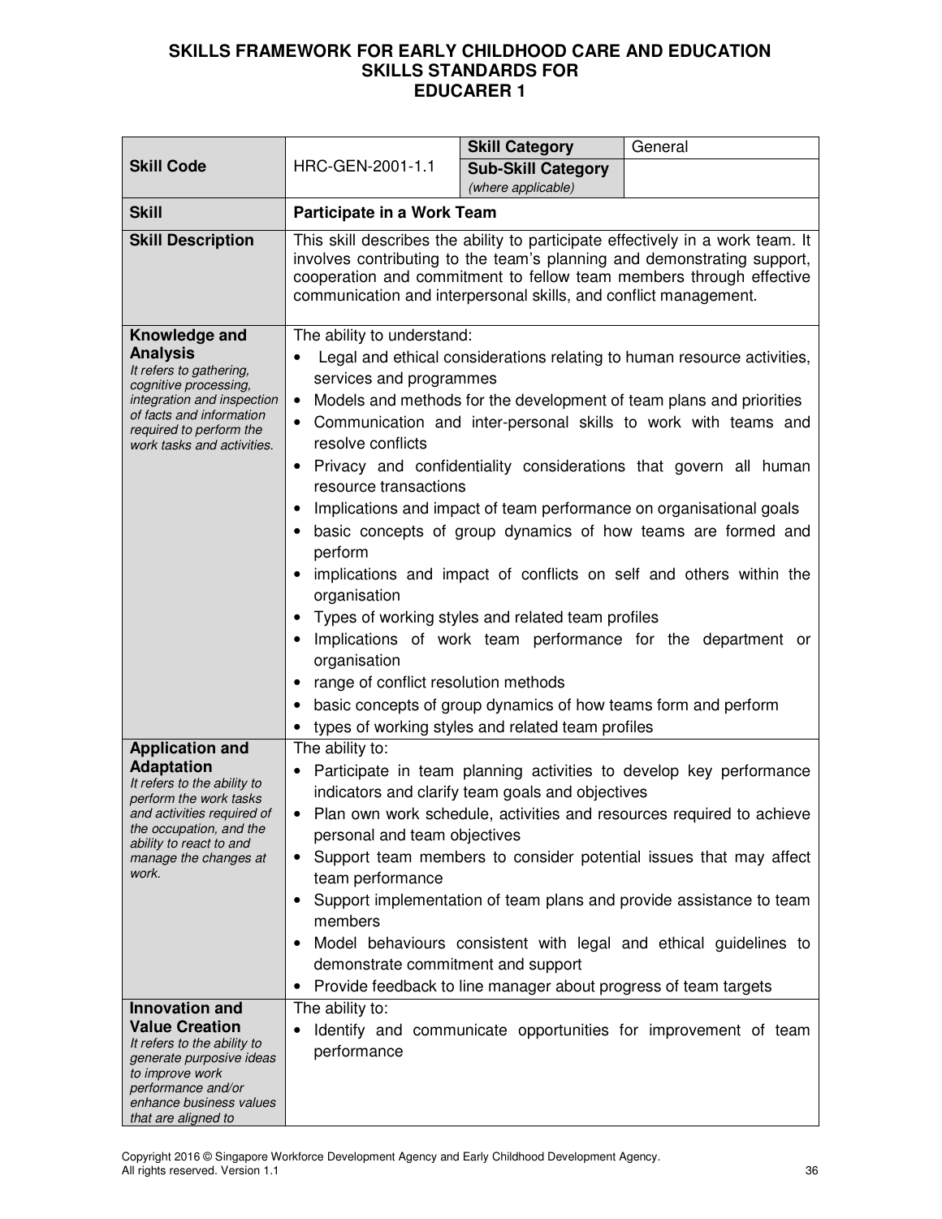# SKILLS FRAMEWORK FOR EARLY CHILDHOOD CARE AND EDUCATION
## SKILLS STANDARDS FOR
## EDUCARER 1

| **Skill Code** | HRC-GEN-2001-1.1 | **Skill Category** | General |
|---|---|---|---|
| | | **Sub-Skill Category** *(where applicable)* | |
| **Skill** | **Participate in a Work Team** | | |
| **Skill Description** | This skill describes the ability to participate effectively in a work team. It involves contributing to the team's planning and demonstrating support, cooperation and commitment to fellow team members through effective communication and interpersonal skills, and conflict management. | | |
| **Knowledge and Analysis** *It refers to gathering, cognitive processing, integration and inspection of facts and information required to perform the work tasks and activities.* | The ability to understand: <br>• Legal and ethical considerations relating to human resource activities, services and programmes <br>• Models and methods for the development of team plans and priorities <br>• Communication and inter-personal skills to work with teams and resolve conflicts <br>• Privacy and confidentiality considerations that govern all human resource transactions <br>• Implications and impact of team performance on organisational goals <br>• basic concepts of group dynamics of how teams are formed and perform <br>• implications and impact of conflicts on self and others within the organisation <br>• Types of working styles and related team profiles <br>• Implications of work team performance for the department or organisation <br>• range of conflict resolution methods <br>• basic concepts of group dynamics of how teams form and perform <br>• types of working styles and related team profiles | | |
| **Application and Adaptation** *It refers to the ability to perform the work tasks and activities required of the occupation, and the ability to react to and manage the changes at work.* | The ability to: <br>• Participate in team planning activities to develop key performance indicators and clarify team goals and objectives <br>• Plan own work schedule, activities and resources required to achieve personal and team objectives <br>• Support team members to consider potential issues that may affect team performance <br>• Support implementation of team plans and provide assistance to team members <br>• Model behaviours consistent with legal and ethical guidelines to demonstrate commitment and support <br>• Provide feedback to line manager about progress of team targets | | |
| **Innovation and Value Creation** *It refers to the ability to generate purposive ideas to improve work performance and/or enhance business values that are aligned to* | The ability to: <br>• Identify and communicate opportunities for improvement of team performance | | |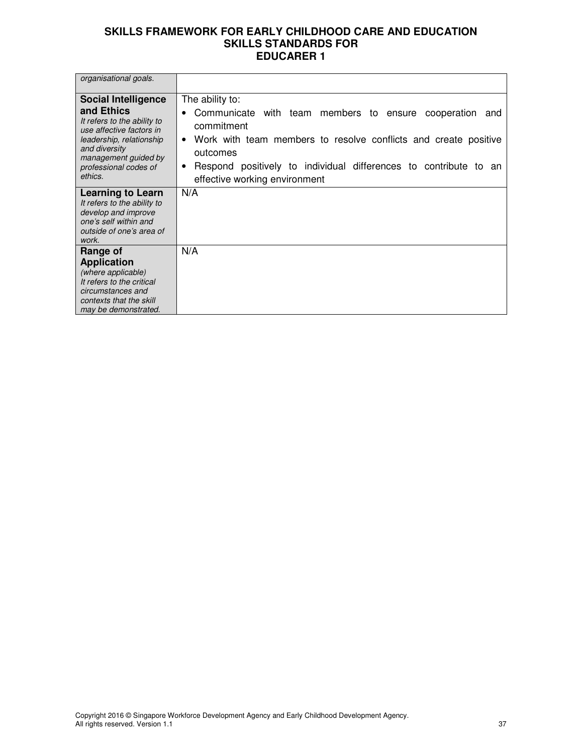| | |
|---|---|
| *organisational goals.* | |
| **Social Intelligence and Ethics** *It refers to the ability to use affective factors in leadership, relationship and diversity management guided by professional codes of ethics.* | The ability to: • Communicate with team members to ensure cooperation and commitment • Work with team members to resolve conflicts and create positive outcomes • Respond positively to individual differences to contribute to an effective working environment |
| **Learning to Learn** *It refers to the ability to develop and improve one's self within and outside of one's area of work.* | N/A |
| **Range of Application** *(where applicable) It refers to the critical circumstances and contexts that the skill may be demonstrated.* | N/A |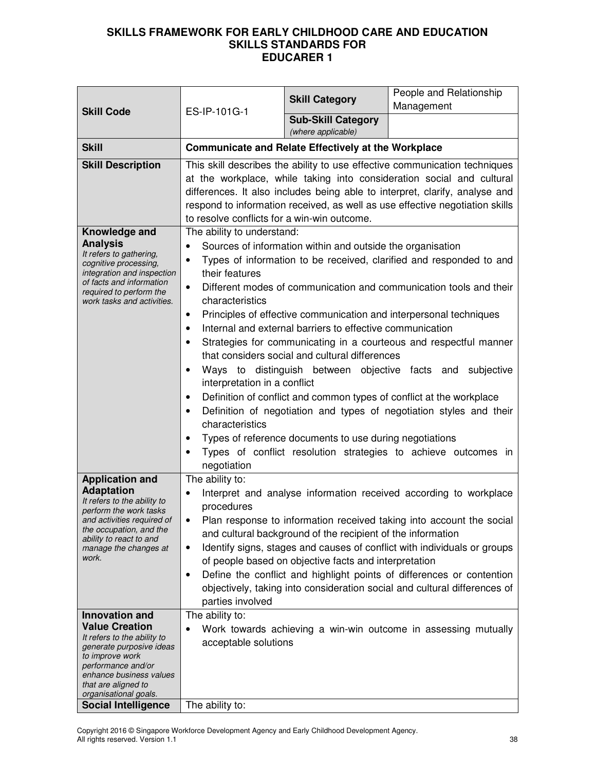# SKILLS FRAMEWORK FOR EARLY CHILDHOOD CARE AND EDUCATION SKILLS STANDARDS FOR EDUCARER 1

| **Skill Code** | ES-IP-101G-1 | **Skill Category** | People and Relationship Management |
|---|---|---|---|
| | | **Sub-Skill Category** *(where applicable)* | |
| **Skill** | **Communicate and Relate Effectively at the Workplace** | | |
| **Skill Description** | This skill describes the ability to use effective communication techniques at the workplace, while taking into consideration social and cultural differences. It also includes being able to interpret, clarify, analyse and respond to information received, as well as use effective negotiation skills to resolve conflicts for a win-win outcome. | | |
| **Knowledge and Analysis** *It refers to gathering, cognitive processing, integration and inspection of facts and information required to perform the work tasks and activities.* | The ability to understand:<br>• Sources of information within and outside the organisation<br>• Types of information to be received, clarified and responded to and their features<br>• Different modes of communication and communication tools and their characteristics<br>• Principles of effective communication and interpersonal techniques<br>• Internal and external barriers to effective communication<br>• Strategies for communicating in a courteous and respectful manner that considers social and cultural differences<br>• Ways to distinguish between objective facts and subjective interpretation in a conflict<br>• Definition of conflict and common types of conflict at the workplace<br>• Definition of negotiation and types of negotiation styles and their characteristics<br>• Types of reference documents to use during negotiations<br>• Types of conflict resolution strategies to achieve outcomes in negotiation | | |
| **Application and Adaptation** *It refers to the ability to perform the work tasks and activities required of the occupation, and the ability to react to and manage the changes at work.* | The ability to:<br>• Interpret and analyse information received according to workplace procedures<br>• Plan response to information received taking into account the social and cultural background of the recipient of the information<br>• Identify signs, stages and causes of conflict with individuals or groups of people based on objective facts and interpretation<br>• Define the conflict and highlight points of differences or contention objectively, taking into consideration social and cultural differences of parties involved | | |
| **Innovation and Value Creation** *It refers to the ability to generate purposive ideas to improve work performance and/or enhance business values that are aligned to organisational goals.* | The ability to:<br>• Work towards achieving a win-win outcome in assessing mutually acceptable solutions | | |
| **Social Intelligence** | The ability to: | | |

Copyright 2016 © Singapore Workforce Development Agency and Early Childhood Development Agency. All rights reserved. Version 1.1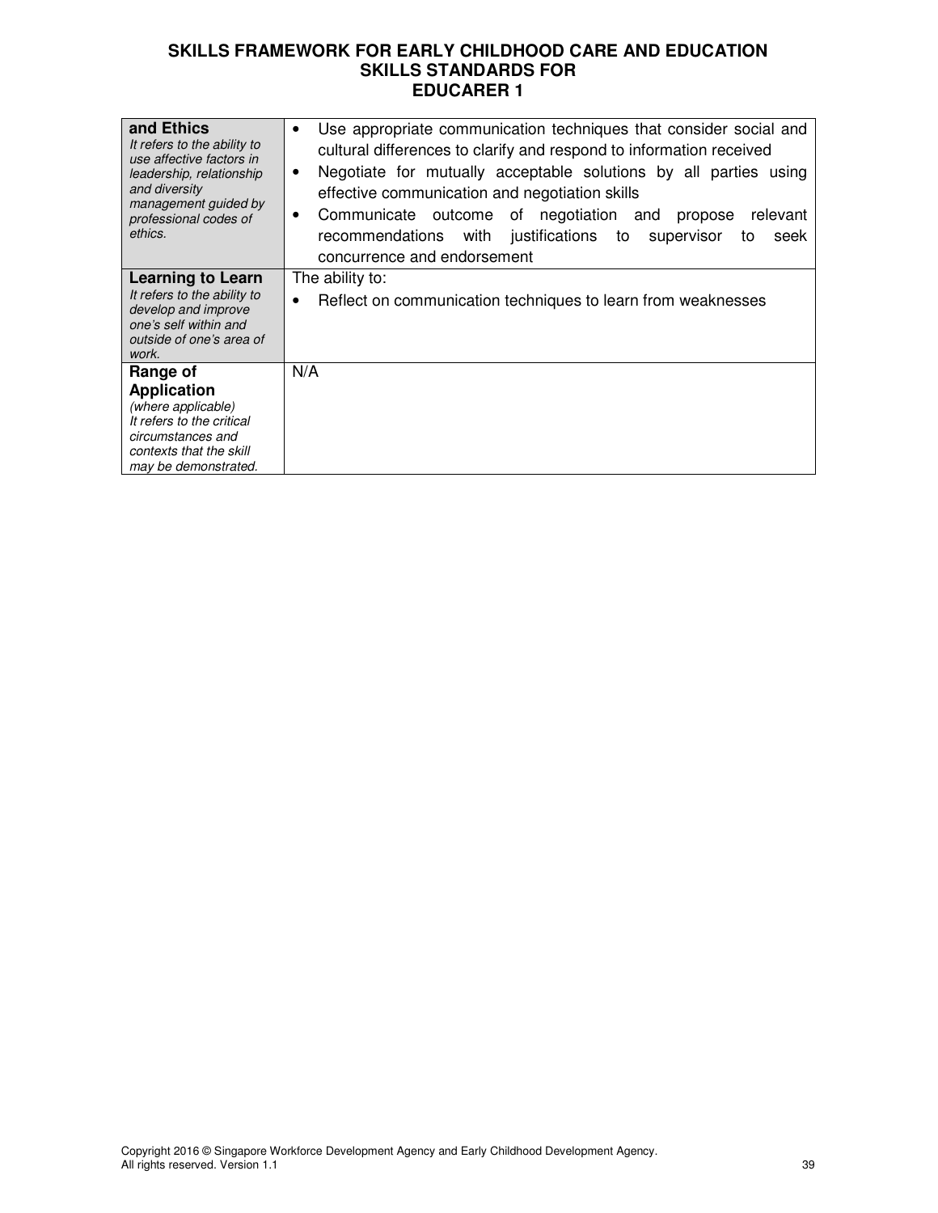| | |
|---|---|
| **and Ethics**<br>*It refers to the ability to use affective factors in leadership, relationship and diversity management guided by professional codes of ethics.* | • Use appropriate communication techniques that consider social and cultural differences to clarify and respond to information received<br>• Negotiate for mutually acceptable solutions by all parties using effective communication and negotiation skills<br>• Communicate outcome of negotiation and propose relevant recommendations with justifications to supervisor to seek concurrence and endorsement |
| **Learning to Learn**<br>*It refers to the ability to develop and improve one's self within and outside of one's area of work.* | The ability to:<br>• Reflect on communication techniques to learn from weaknesses |
| **Range of Application**<br>*(where applicable)*<br>*It refers to the critical circumstances and contexts that the skill may be demonstrated.* | N/A |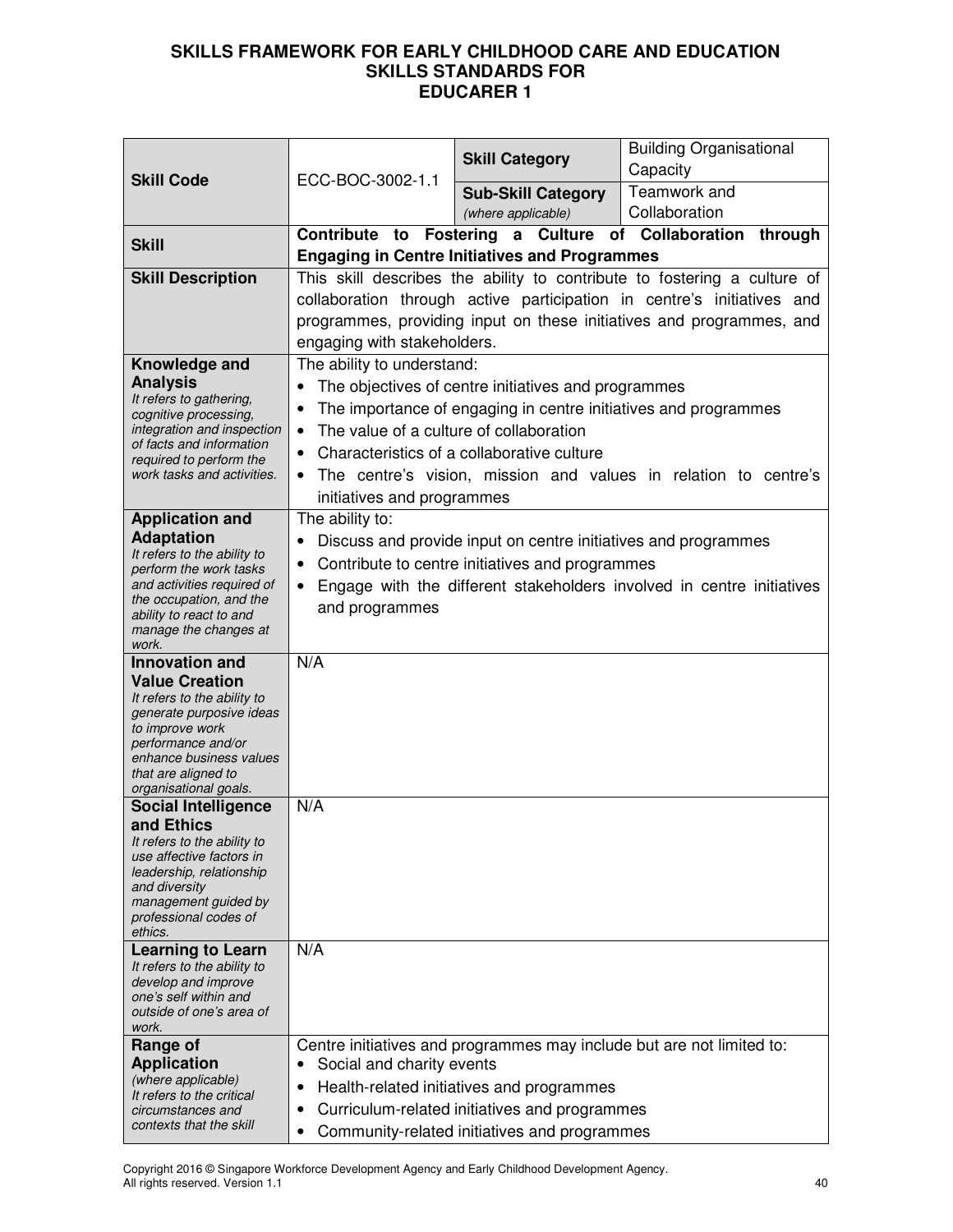# SKILLS FRAMEWORK FOR EARLY CHILDHOOD CARE AND EDUCATION SKILLS STANDARDS FOR EDUCARER 1

| | | | |
|---|---|---|---|
| **Skill Code** | ECC-BOC-3002-1.1 | **Skill Category** | Building Organisational Capacity |
| | | **Sub-Skill Category** *(where applicable)* | Teamwork and Collaboration |
| **Skill** | **Contribute to Fostering a Culture of Collaboration through Engaging in Centre Initiatives and Programmes** | | |
| **Skill Description** | This skill describes the ability to contribute to fostering a culture of collaboration through active participation in centre's initiatives and programmes, providing input on these initiatives and programmes, and engaging with stakeholders. | | |
| **Knowledge and Analysis** *It refers to gathering, cognitive processing, integration and inspection of facts and information required to perform the work tasks and activities.* | The ability to understand:<br>• The objectives of centre initiatives and programmes<br>• The importance of engaging in centre initiatives and programmes<br>• The value of a culture of collaboration<br>• Characteristics of a collaborative culture<br>• The centre's vision, mission and values in relation to centre's initiatives and programmes | | |
| **Application and Adaptation** *It refers to the ability to perform the work tasks and activities required of the occupation, and the ability to react to and manage the changes at work.* | The ability to:<br>• Discuss and provide input on centre initiatives and programmes<br>• Contribute to centre initiatives and programmes<br>• Engage with the different stakeholders involved in centre initiatives and programmes | | |
| **Innovation and Value Creation** *It refers to the ability to generate purposive ideas to improve work performance and/or enhance business values that are aligned to organisational goals.* | N/A | | |
| **Social Intelligence and Ethics** *It refers to the ability to use affective factors in leadership, relationship and diversity management guided by professional codes of ethics.* | N/A | | |
| **Learning to Learn** *It refers to the ability to develop and improve one's self within and outside of one's area of work.* | N/A | | |
| **Range of Application** *(where applicable)* *It refers to the critical circumstances and contexts that the skill* | Centre initiatives and programmes may include but are not limited to:<br>• Social and charity events<br>• Health-related initiatives and programmes<br>• Curriculum-related initiatives and programmes<br>• Community-related initiatives and programmes | | |

Copyright 2016 © Singapore Workforce Development Agency and Early Childhood Development Agency. All rights reserved. Version 1.1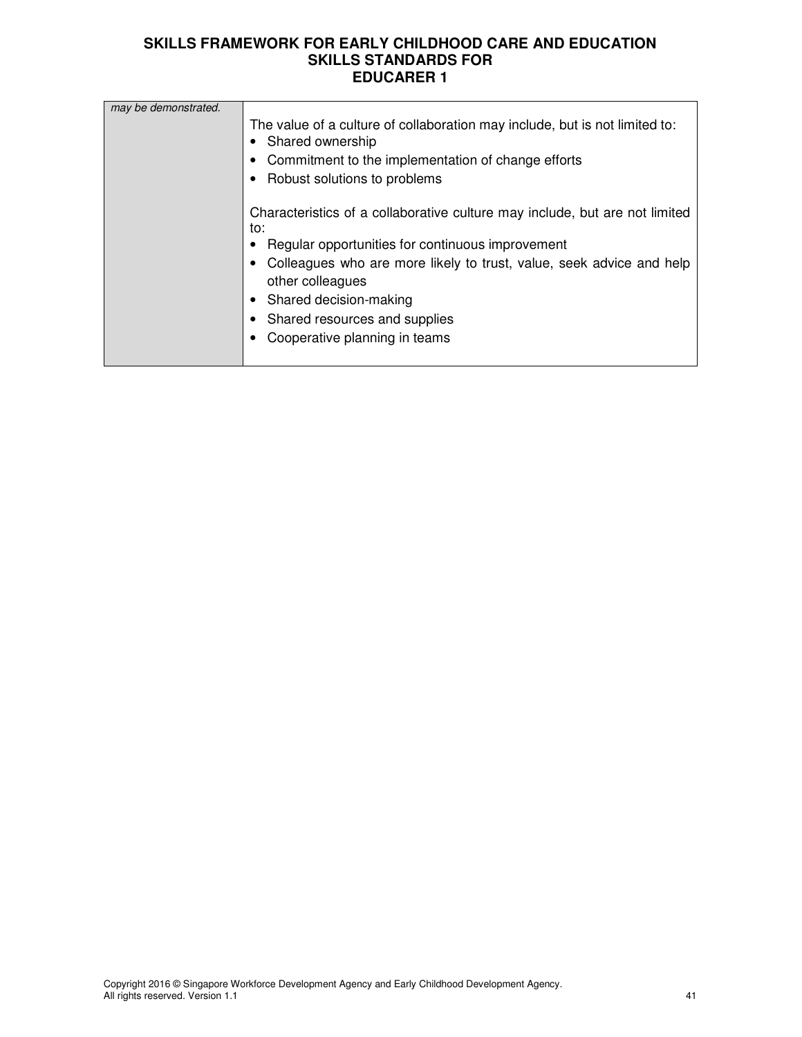| | |
|---|---|
| *may be demonstrated.* | The value of a culture of collaboration may include, but is not limited to:<br>• Shared ownership<br>• Commitment to the implementation of change efforts<br>• Robust solutions to problems<br><br>Characteristics of a collaborative culture may include, but are not limited to:<br>• Regular opportunities for continuous improvement<br>• Colleagues who are more likely to trust, value, seek advice and help other colleagues<br>• Shared decision-making<br>• Shared resources and supplies<br>• Cooperative planning in teams |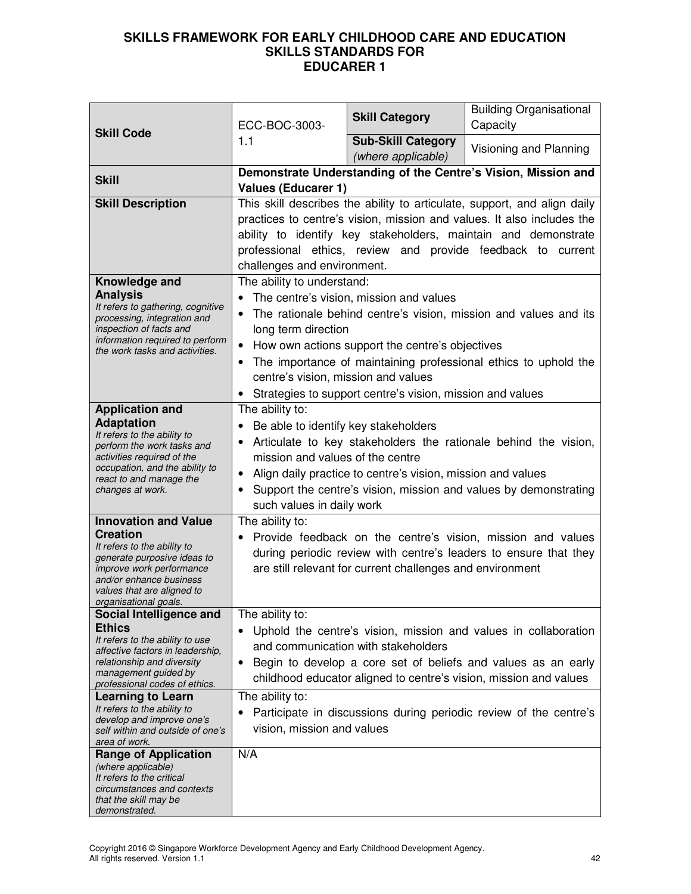# SKILLS FRAMEWORK FOR EARLY CHILDHOOD CARE AND EDUCATION
## SKILLS STANDARDS FOR
## EDUCARER 1

| | | | |
|---|---|---|---|
| **Skill Code** | ECC-BOC-3003-1.1 | **Skill Category** | Building Organisational Capacity |
| | | **Sub-Skill Category** *(where applicable)* | Visioning and Planning |
| **Skill** | **Demonstrate Understanding of the Centre's Vision, Mission and Values (Educarer 1)** | | |
| **Skill Description** | This skill describes the ability to articulate, support, and align daily practices to centre's vision, mission and values. It also includes the ability to identify key stakeholders, maintain and demonstrate professional ethics, review and provide feedback to current challenges and environment. | | |
| **Knowledge and Analysis** *It refers to gathering, cognitive processing, integration and inspection of facts and information required to perform the work tasks and activities.* | The ability to understand:<br>• The centre's vision, mission and values<br>• The rationale behind centre's vision, mission and values and its long term direction<br>• How own actions support the centre's objectives<br>• The importance of maintaining professional ethics to uphold the centre's vision, mission and values<br>• Strategies to support centre's vision, mission and values | | |
| **Application and Adaptation** *It refers to the ability to perform the work tasks and activities required of the occupation, and the ability to react to and manage the changes at work.* | The ability to:<br>• Be able to identify key stakeholders<br>• Articulate to key stakeholders the rationale behind the vision, mission and values of the centre<br>• Align daily practice to centre's vision, mission and values<br>• Support the centre's vision, mission and values by demonstrating such values in daily work | | |
| **Innovation and Value Creation** *It refers to the ability to generate purposive ideas to improve work performance and/or enhance business values that are aligned to organisational goals.* | The ability to:<br>• Provide feedback on the centre's vision, mission and values during periodic review with centre's leaders to ensure that they are still relevant for current challenges and environment | | |
| **Social Intelligence and Ethics** *It refers to the ability to use affective factors in leadership, relationship and diversity management guided by professional codes of ethics.* | The ability to:<br>• Uphold the centre's vision, mission and values in collaboration and communication with stakeholders<br>• Begin to develop a core set of beliefs and values as an early childhood educator aligned to centre's vision, mission and values | | |
| **Learning to Learn** *It refers to the ability to develop and improve one's self within and outside of one's area of work.* | The ability to:<br>• Participate in discussions during periodic review of the centre's vision, mission and values | | |
| **Range of Application** *(where applicable)* *It refers to the critical circumstances and contexts that the skill may be demonstrated.* | N/A | | |

Copyright 2016 © Singapore Workforce Development Agency and Early Childhood Development Agency.
All rights reserved. Version 1.1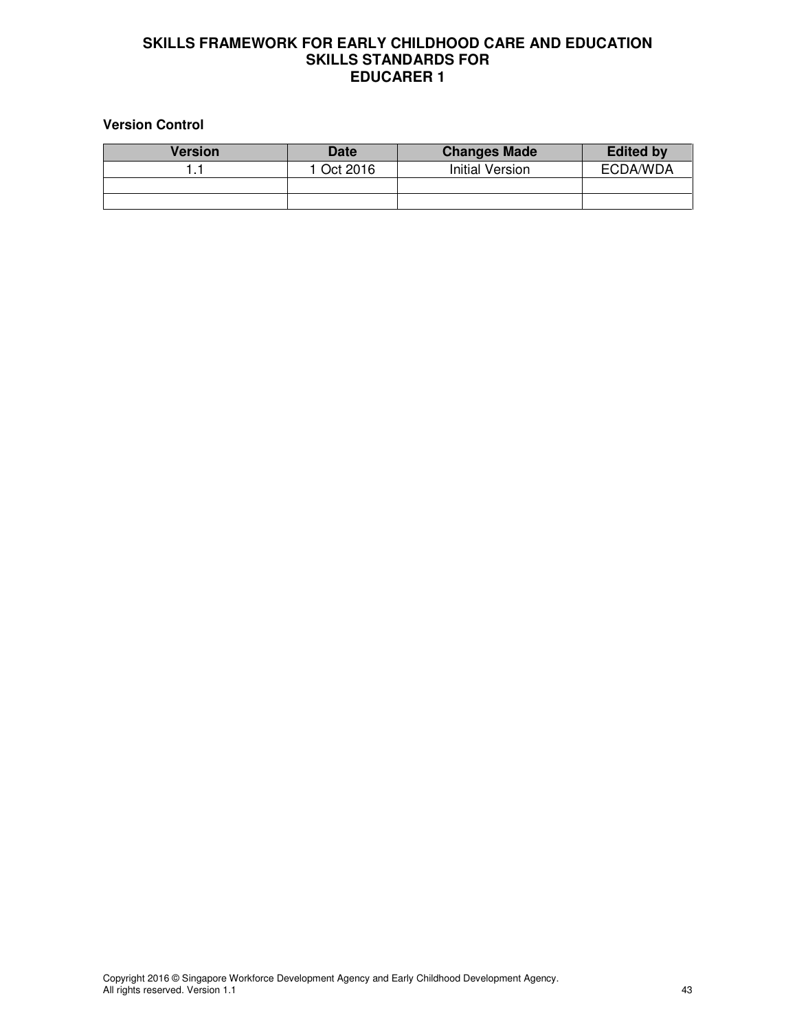**Version Control**

| Version | Date | Changes Made | Edited by |
| --- | --- | --- | --- |
| 1.1 | 1 Oct 2016 | Initial Version | ECDA/WDA |
| | | | |
| | | | |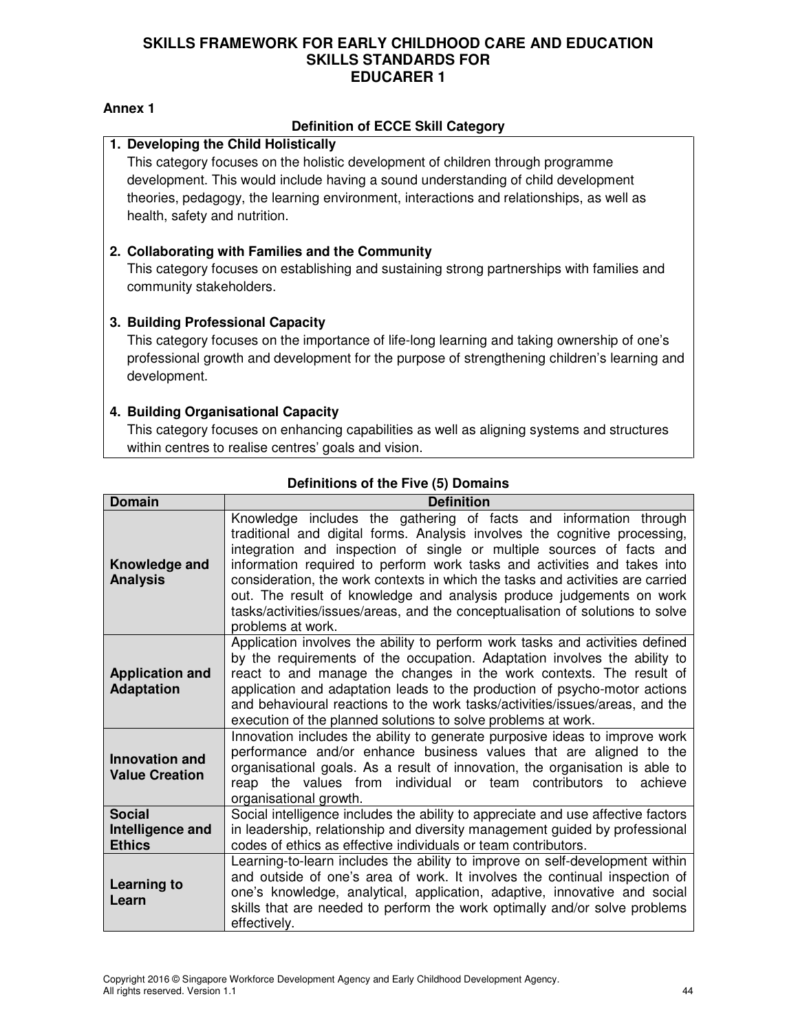# SKILLS FRAMEWORK FOR EARLY CHILDHOOD CARE AND EDUCATION SKILLS STANDARDS FOR EDUCARER 1

**Annex 1**

## Definition of ECCE Skill Category

**1. Developing the Child Holistically**
This category focuses on the holistic development of children through programme development. This would include having a sound understanding of child development theories, pedagogy, the learning environment, interactions and relationships, as well as health, safety and nutrition.

**2. Collaborating with Families and the Community**
This category focuses on establishing and sustaining strong partnerships with families and community stakeholders.

**3. Building Professional Capacity**
This category focuses on the importance of life-long learning and taking ownership of one's professional growth and development for the purpose of strengthening children's learning and development.

**4. Building Organisational Capacity**
This category focuses on enhancing capabilities as well as aligning systems and structures within centres to realise centres' goals and vision.

## Definitions of the Five (5) Domains

| Domain | Definition |
|---|---|
| **Knowledge and Analysis** | Knowledge includes the gathering of facts and information through traditional and digital forms. Analysis involves the cognitive processing, integration and inspection of single or multiple sources of facts and information required to perform work tasks and activities and takes into consideration, the work contexts in which the tasks and activities are carried out. The result of knowledge and analysis produce judgements on work tasks/activities/issues/areas, and the conceptualisation of solutions to solve problems at work. |
| **Application and Adaptation** | Application involves the ability to perform work tasks and activities defined by the requirements of the occupation. Adaptation involves the ability to react to and manage the changes in the work contexts. The result of application and adaptation leads to the production of psycho-motor actions and behavioural reactions to the work tasks/activities/issues/areas, and the execution of the planned solutions to solve problems at work. |
| **Innovation and Value Creation** | Innovation includes the ability to generate purposive ideas to improve work performance and/or enhance business values that are aligned to the organisational goals. As a result of innovation, the organisation is able to reap the values from individual or team contributors to achieve organisational growth. |
| **Social Intelligence and Ethics** | Social intelligence includes the ability to appreciate and use affective factors in leadership, relationship and diversity management guided by professional codes of ethics as effective individuals or team contributors. |
| **Learning to Learn** | Learning-to-learn includes the ability to improve on self-development within and outside of one's area of work. It involves the continual inspection of one's knowledge, analytical, application, adaptive, innovative and social skills that are needed to perform the work optimally and/or solve problems effectively. |

Copyright 2016 © Singapore Workforce Development Agency and Early Childhood Development Agency. All rights reserved. Version 1.1